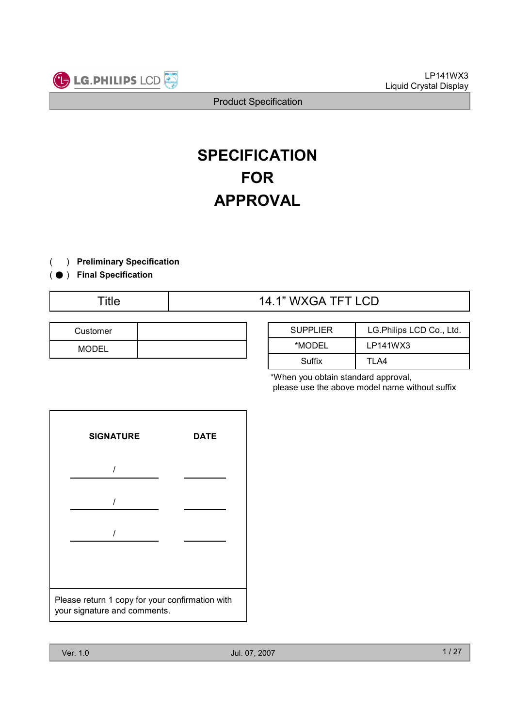# SPECIFICATION FOR APPROVAL

( ) **Preliminary Specification**
( ● ) **Final Specification**

| Title | 14.1" WXGA TFT LCD |
|---|---|

| Customer | |
|---|---|
| MODEL | |

| SUPPLIER | LG.Philips LCD Co., Ltd. |
|---|---|
| *MODEL | LP141WX3 |
| Suffix | TLA4 |

*When you obtain standard approval,
please use the above model name without suffix

| SIGNATURE | DATE |
|---|---|
| / | |
| / | |
| / | |

Please return 1 copy for your confirmation with your signature and comments.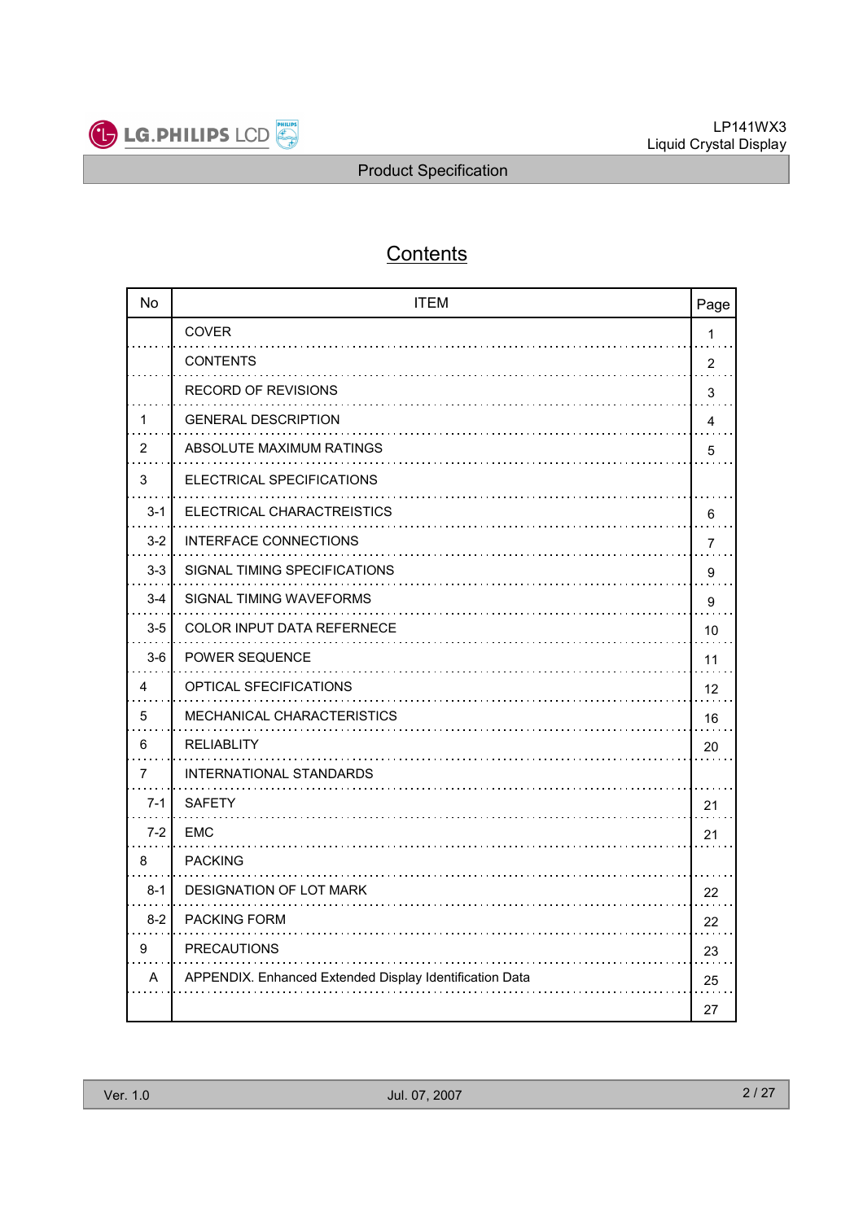# Contents

| No | ITEM | Page |
|---|---|---|
| | COVER | 1 |
| | CONTENTS | 2 |
| | RECORD OF REVISIONS | 3 |
| 1 | GENERAL DESCRIPTION | 4 |
| 2 | ABSOLUTE MAXIMUM RATINGS | 5 |
| 3 | ELECTRICAL SPECIFICATIONS | |
| 3-1 | ELECTRICAL CHARACTREISTICS | 6 |
| 3-2 | INTERFACE CONNECTIONS | 7 |
| 3-3 | SIGNAL TIMING SPECIFICATIONS | 9 |
| 3-4 | SIGNAL TIMING WAVEFORMS | 9 |
| 3-5 | COLOR INPUT DATA REFERNECE | 10 |
| 3-6 | POWER SEQUENCE | 11 |
| 4 | OPTICAL SFECIFICATIONS | 12 |
| 5 | MECHANICAL CHARACTERISTICS | 16 |
| 6 | RELIABLITY | 20 |
| 7 | INTERNATIONAL STANDARDS | |
| 7-1 | SAFETY | 21 |
| 7-2 | EMC | 21 |
| 8 | PACKING | |
| 8-1 | DESIGNATION OF LOT MARK | 22 |
| 8-2 | PACKING FORM | 22 |
| 9 | PRECAUTIONS | 23 |
| A | APPENDIX. Enhanced Extended Display Identification Data | 25 |
| | | 27 |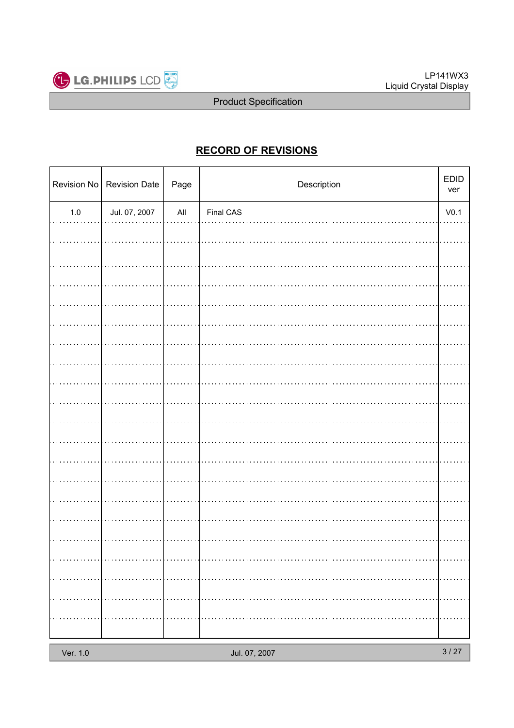## RECORD OF REVISIONS

| Revision No | Revision Date | Page | Description | EDID ver |
|---|---|---|---|---|
| 1.0 | Jul. 07, 2007 | All | Final CAS | V0.1 |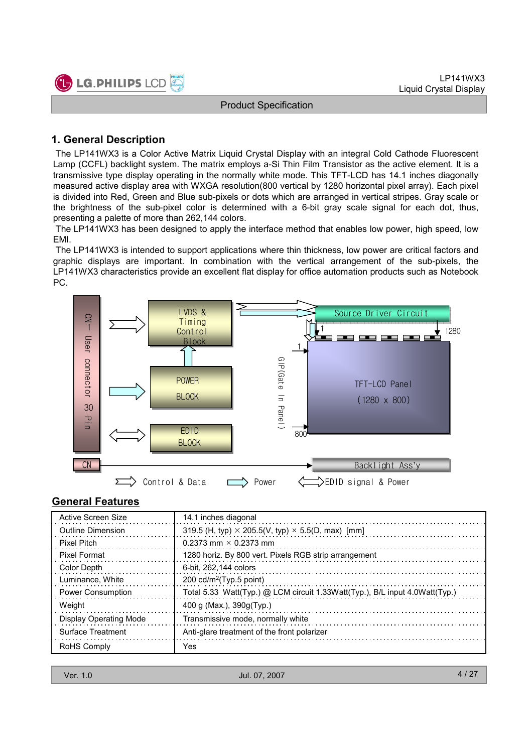# 1. General Description

The LP141WX3 is a Color Active Matrix Liquid Crystal Display with an integral Cold Cathode Fluorescent Lamp (CCFL) backlight system. The matrix employs a-Si Thin Film Transistor as the active element. It is a transmissive type display operating in the normally white mode. This TFT-LCD has 14.1 inches diagonally measured active display area with WXGA resolution(800 vertical by 1280 horizontal pixel array). Each pixel is divided into Red, Green and Blue sub-pixels or dots which are arranged in vertical stripes. Gray scale or the brightness of the sub-pixel color is determined with a 6-bit gray scale signal for each dot, thus, presenting a palette of more than 262,144 colors.

The LP141WX3 has been designed to apply the interface method that enables low power, high speed, low EMI.

The LP141WX3 is intended to support applications where thin thickness, low power are critical factors and graphic displays are important. In combination with the vertical arrangement of the sub-pixels, the LP141WX3 characteristics provide an excellent flat display for office automation products such as Notebook PC.

CN1 User connector 30 Pin

LVDS & Timing Control Block

POWER BLOCK

EDID BLOCK

Source Driver Circuit

1 1280

1

GIP(Gate In Panel)

TFT-LCD Panel (1280 x 800)

800

CN

Backlight Ass'y

Control & Data   Power   EDID signal & Power

## General Features

| | |
|---|---|
| Active Screen Size | 14.1 inches diagonal |
| Outline Dimension | 319.5 (H, typ) × 205.5(V, typ) × 5.5(D, max) [mm] |
| Pixel Pitch | 0.2373 mm × 0.2373 mm |
| Pixel Format | 1280 horiz. By 800 vert. Pixels RGB strip arrangement |
| Color Depth | 6-bit, 262,144 colors |
| Luminance, White | 200 cd/m$^2$(Typ.5 point) |
| Power Consumption | Total 5.33 Watt(Typ.) @ LCM circuit 1.33Watt(Typ.), B/L input 4.0Watt(Typ.) |
| Weight | 400 g (Max.), 390g(Typ.) |
| Display Operating Mode | Transmissive mode, normally white |
| Surface Treatment | Anti-glare treatment of the front polarizer |
| RoHS Comply | Yes |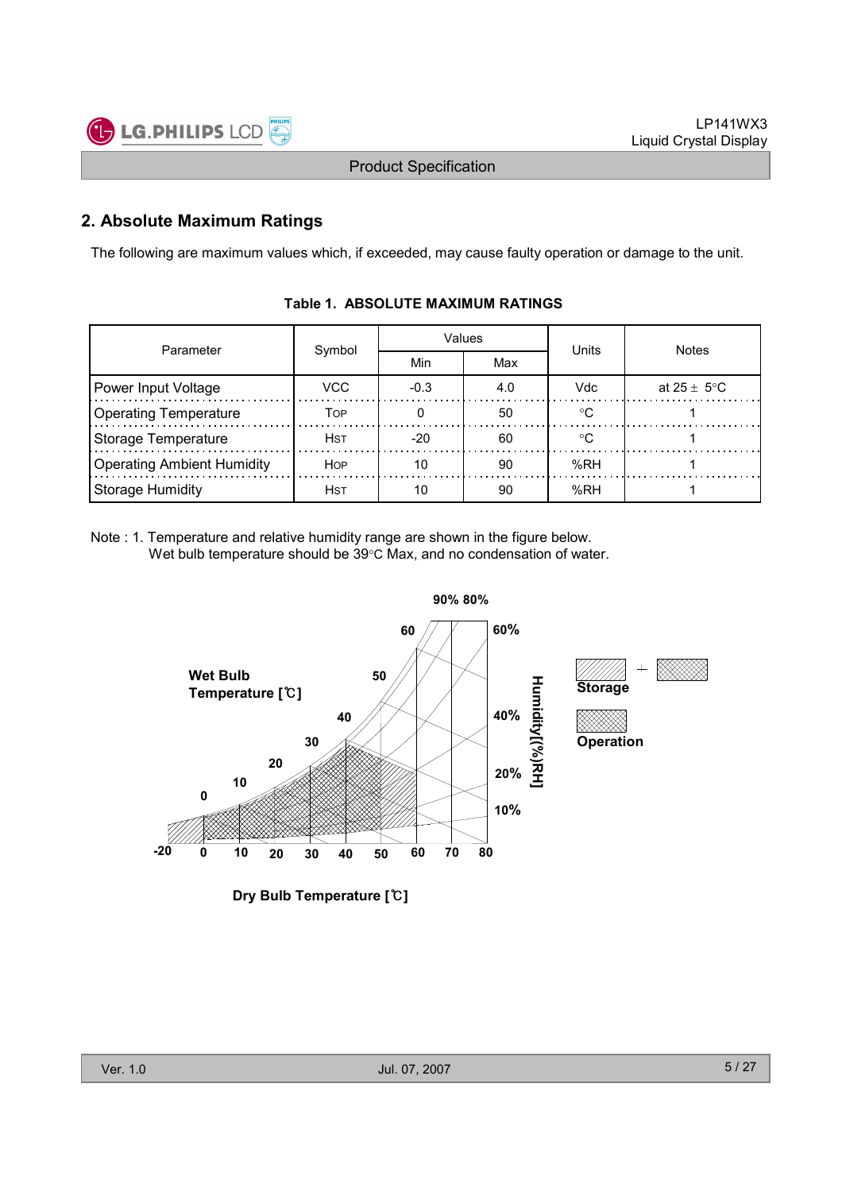## 2. Absolute Maximum Ratings

The following are maximum values which, if exceeded, may cause faulty operation or damage to the unit.

**Table 1. ABSOLUTE MAXIMUM RATINGS**

| Parameter | Symbol | Values | | Units | Notes |
|---|---|---|---|---|---|
| | | Min | Max | | |
| Power Input Voltage | VCC | -0.3 | 4.0 | Vdc | at 25 ± 5°C |
| Operating Temperature | TOP | 0 | 50 | °C | 1 |
| Storage Temperature | HST | -20 | 60 | °C | 1 |
| Operating Ambient Humidity | HOP | 10 | 90 | %RH | 1 |
| Storage Humidity | HST | 10 | 90 | %RH | 1 |

Note : 1. Temperature and relative humidity range are shown in the figure below.
Wet bulb temperature should be 39°C Max, and no condensation of water.

Wet Bulb Temperature [℃]

Dry Bulb Temperature [℃]

Humidity[(%)RH]

Storage

Operation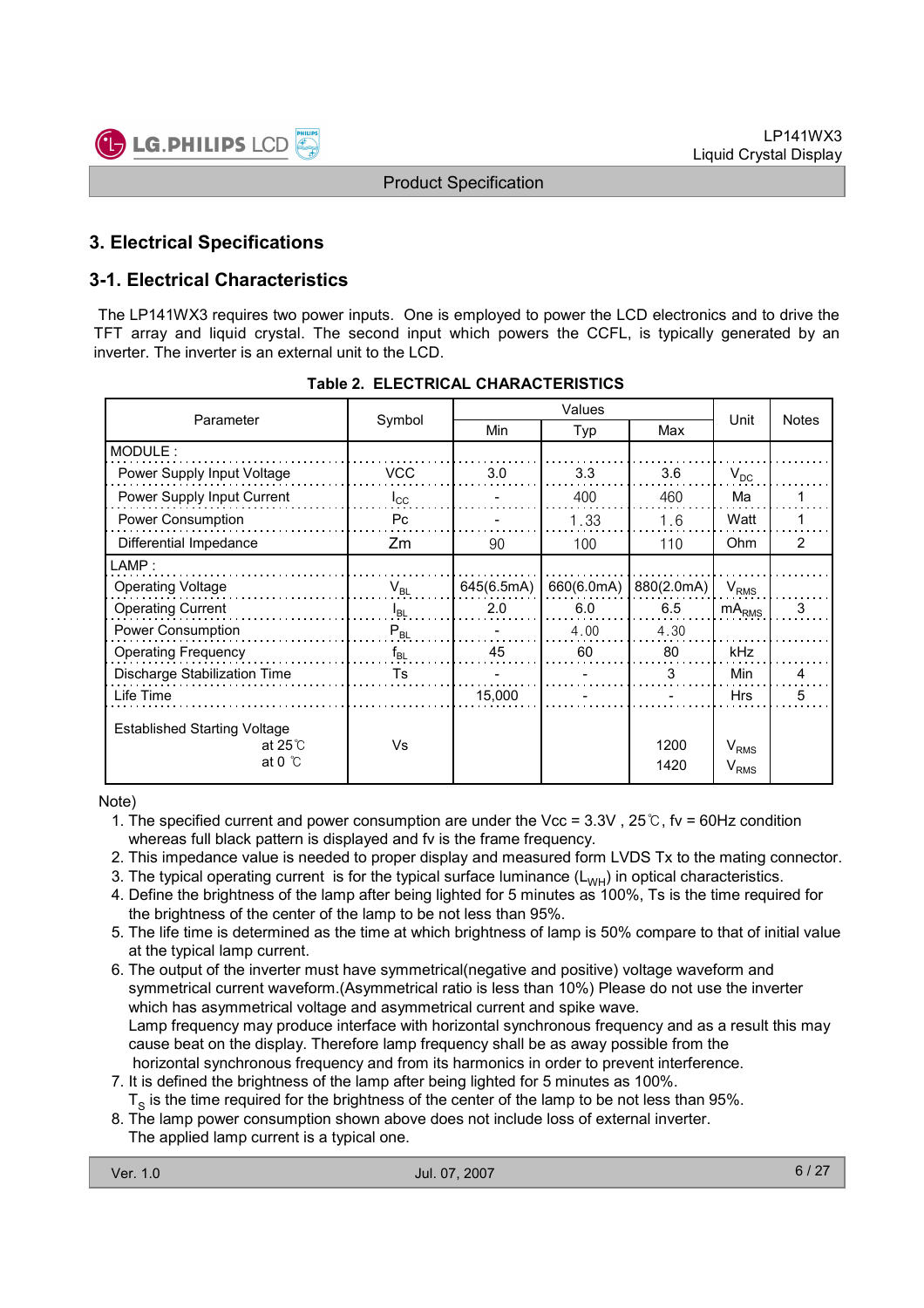## 3. Electrical Specifications

### 3-1. Electrical Characteristics

The LP141WX3 requires two power inputs. One is employed to power the LCD electronics and to drive the TFT array and liquid crystal. The second input which powers the CCFL, is typically generated by an inverter. The inverter is an external unit to the LCD.

**Table 2. ELECTRICAL CHARACTERISTICS**

| Parameter | Symbol | Values | | | Unit | Notes |
|---|---|---|---|---|---|---|
| | | Min | Typ | Max | | |
| MODULE : | | | | | | |
| Power Supply Input Voltage | VCC | 3.0 | 3.3 | 3.6 | $V_{DC}$ | |
| Power Supply Input Current | $I_{CC}$ | - | 400 | 460 | Ma | 1 |
| Power Consumption | Pc | - | 1.33 | 1.6 | Watt | 1 |
| Differential Impedance | Zm | 90 | 100 | 110 | Ohm | 2 |
| LAMP : | | | | | | |
| Operating Voltage | $V_{BL}$ | 645(6.5mA) | 660(6.0mA) | 880(2.0mA) | $V_{RMS}$ | |
| Operating Current | $I_{BL}$ | 2.0 | 6.0 | 6.5 | $mA_{RMS}$ | 3 |
| Power Consumption | $P_{BL}$ | - | 4.00 | 4.30 | | |
| Operating Frequency | $f_{BL}$ | 45 | 60 | 80 | kHz | |
| Discharge Stabilization Time | Ts | - | - | 3 | Min | 4 |
| Life Time | | 15,000 | - | - | Hrs | 5 |
| Established Starting Voltage at 25℃ | Vs | | | 1200 | $V_{RMS}$ | |
| at 0 ℃ | | | | 1420 | $V_{RMS}$ | |

Note)

1. The specified current and power consumption are under the Vcc = 3.3V , 25℃, fv = 60Hz condition whereas full black pattern is displayed and fv is the frame frequency.
2. This impedance value is needed to proper display and measured form LVDS Tx to the mating connector.
3. The typical operating current is for the typical surface luminance ($L_{WH}$) in optical characteristics.
4. Define the brightness of the lamp after being lighted for 5 minutes as 100%, Ts is the time required for the brightness of the center of the lamp to be not less than 95%.
5. The life time is determined as the time at which brightness of lamp is 50% compare to that of initial value at the typical lamp current.
6. The output of the inverter must have symmetrical(negative and positive) voltage waveform and symmetrical current waveform.(Asymmetrical ratio is less than 10%) Please do not use the inverter which has asymmetrical voltage and asymmetrical current and spike wave.
   Lamp frequency may produce interface with horizontal synchronous frequency and as a result this may cause beat on the display. Therefore lamp frequency shall be as away possible from the horizontal synchronous frequency and from its harmonics in order to prevent interference.
7. It is defined the brightness of the lamp after being lighted for 5 minutes as 100%.
   $T_S$ is the time required for the brightness of the center of the lamp to be not less than 95%.
8. The lamp power consumption shown above does not include loss of external inverter.
   The applied lamp current is a typical one.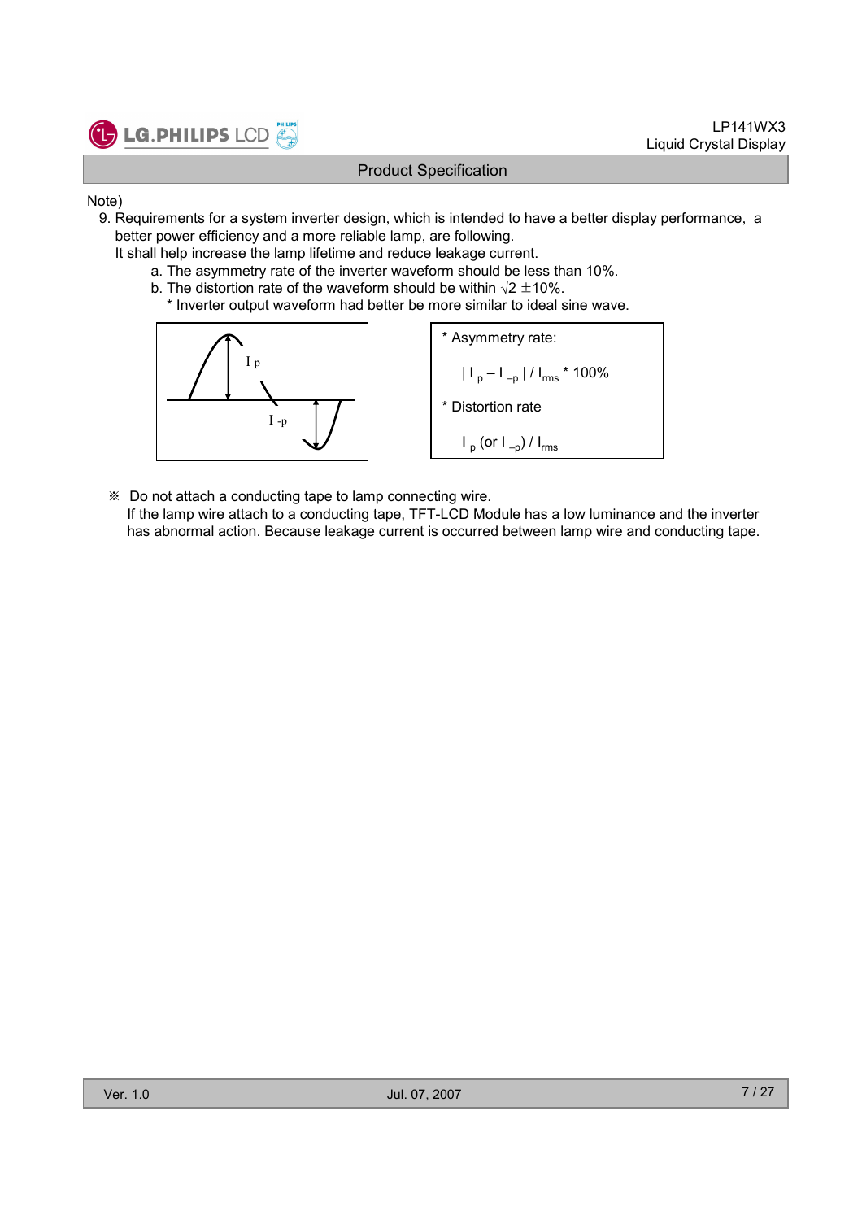Note)

9. Requirements for a system inverter design, which is intended to have a better display performance, a better power efficiency and a more reliable lamp, are following.
   It shall help increase the lamp lifetime and reduce leakage current.
   a. The asymmetry rate of the inverter waveform should be less than 10%.
   b. The distortion rate of the waveform should be within $\sqrt{2}$ ±10%.
      * Inverter output waveform had better be more similar to ideal sine wave.

* Asymmetry rate:

  $| I_p - I_{-p} | / I_{rms} * 100\%$

* Distortion rate

  $I_p$ (or $I_{-p}$) / $I_{rms}$

※ Do not attach a conducting tape to lamp connecting wire.
If the lamp wire attach to a conducting tape, TFT-LCD Module has a low luminance and the inverter has abnormal action. Because leakage current is occurred between lamp wire and conducting tape.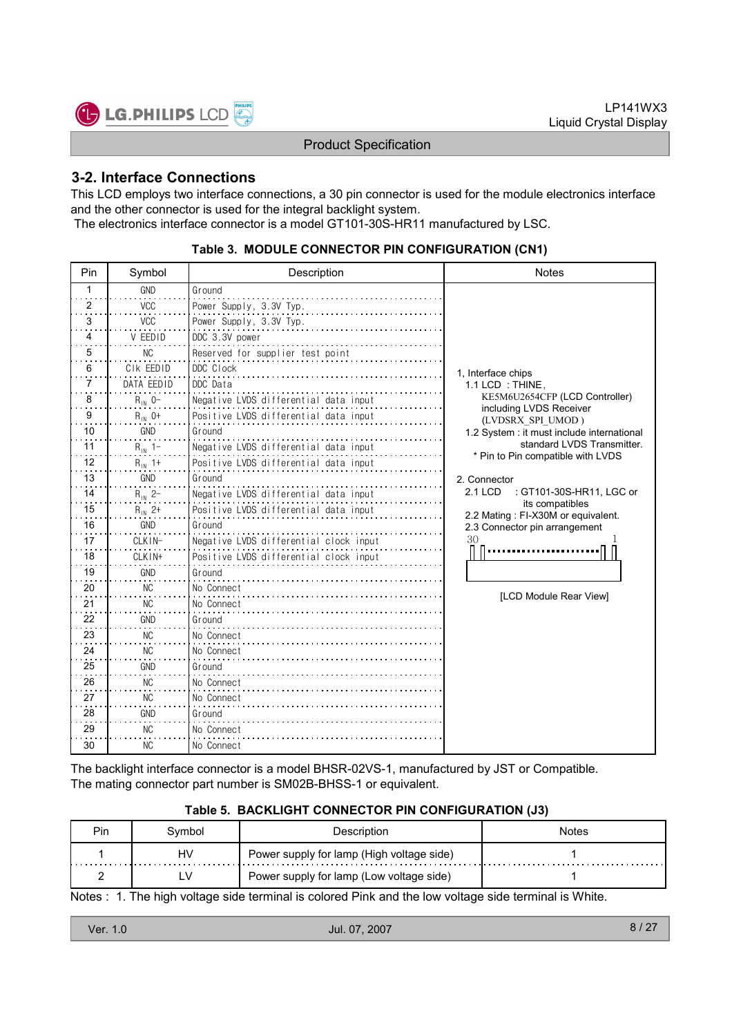## 3-2. Interface Connections

This LCD employs two interface connections, a 30 pin connector is used for the module electronics interface and the other connector is used for the integral backlight system.
The electronics interface connector is a model GT101-30S-HR11 manufactured by LSC.

**Table 3. MODULE CONNECTOR PIN CONFIGURATION (CN1)**

| Pin | Symbol | Description | Notes |
|---|---|---|---|
| 1 | GND | Ground | 1, Interface chips<br>1.1 LCD : THINE, KE5M6U2654CFP (LCD Controller) including LVDS Receiver (LVDSRX_SPI_UMOD )<br>1.2 System : it must include international standard LVDS Transmitter.<br>* Pin to Pin compatible with LVDS<br><br>2. Connector<br>2.1 LCD : GT101-30S-HR11, LGC or its compatibles<br>2.2 Mating : FI-X30M or equivalent.<br>2.3 Connector pin arrangement<br>30 ... 1<br>[LCD Module Rear View] |
| 2 | VCC | Power Supply, 3.3V Typ. | |
| 3 | VCC | Power Supply, 3.3V Typ. | |
| 4 | V EEDID | DDC 3.3V power | |
| 5 | NC | Reserved for supplier test point | |
| 6 | Clk EEDID | DDC Clock | |
| 7 | DATA EEDID | DDC Data | |
| 8 | $R_{IN}$ 0- | Negative LVDS differential data input | |
| 9 | $R_{IN}$ 0+ | Positive LVDS differential data input | |
| 10 | GND | Ground | |
| 11 | $R_{IN}$ 1- | Negative LVDS differential data input | |
| 12 | $R_{IN}$ 1+ | Positive LVDS differential data input | |
| 13 | GND | Ground | |
| 14 | $R_{IN}$ 2- | Negative LVDS differential data input | |
| 15 | $R_{IN}$ 2+ | Positive LVDS differential data input | |
| 16 | GND | Ground | |
| 17 | CLKIN- | Negative LVDS differential clock input | |
| 18 | CLKIN+ | Positive LVDS differential clock input | |
| 19 | GND | Ground | |
| 20 | NC | No Connect | |
| 21 | NC | No Connect | |
| 22 | GND | Ground | |
| 23 | NC | No Connect | |
| 24 | NC | No Connect | |
| 25 | GND | Ground | |
| 26 | NC | No Connect | |
| 27 | NC | No Connect | |
| 28 | GND | Ground | |
| 29 | NC | No Connect | |
| 30 | NC | No Connect | |

The backlight interface connector is a model BHSR-02VS-1, manufactured by JST or Compatible.
The mating connector part number is SM02B-BHSS-1 or equivalent.

**Table 5. BACKLIGHT CONNECTOR PIN CONFIGURATION (J3)**

| Pin | Symbol | Description | Notes |
|---|---|---|---|
| 1 | HV | Power supply for lamp (High voltage side) | 1 |
| 2 | LV | Power supply for lamp (Low voltage side) | 1 |

Notes : 1. The high voltage side terminal is colored Pink and the low voltage side terminal is White.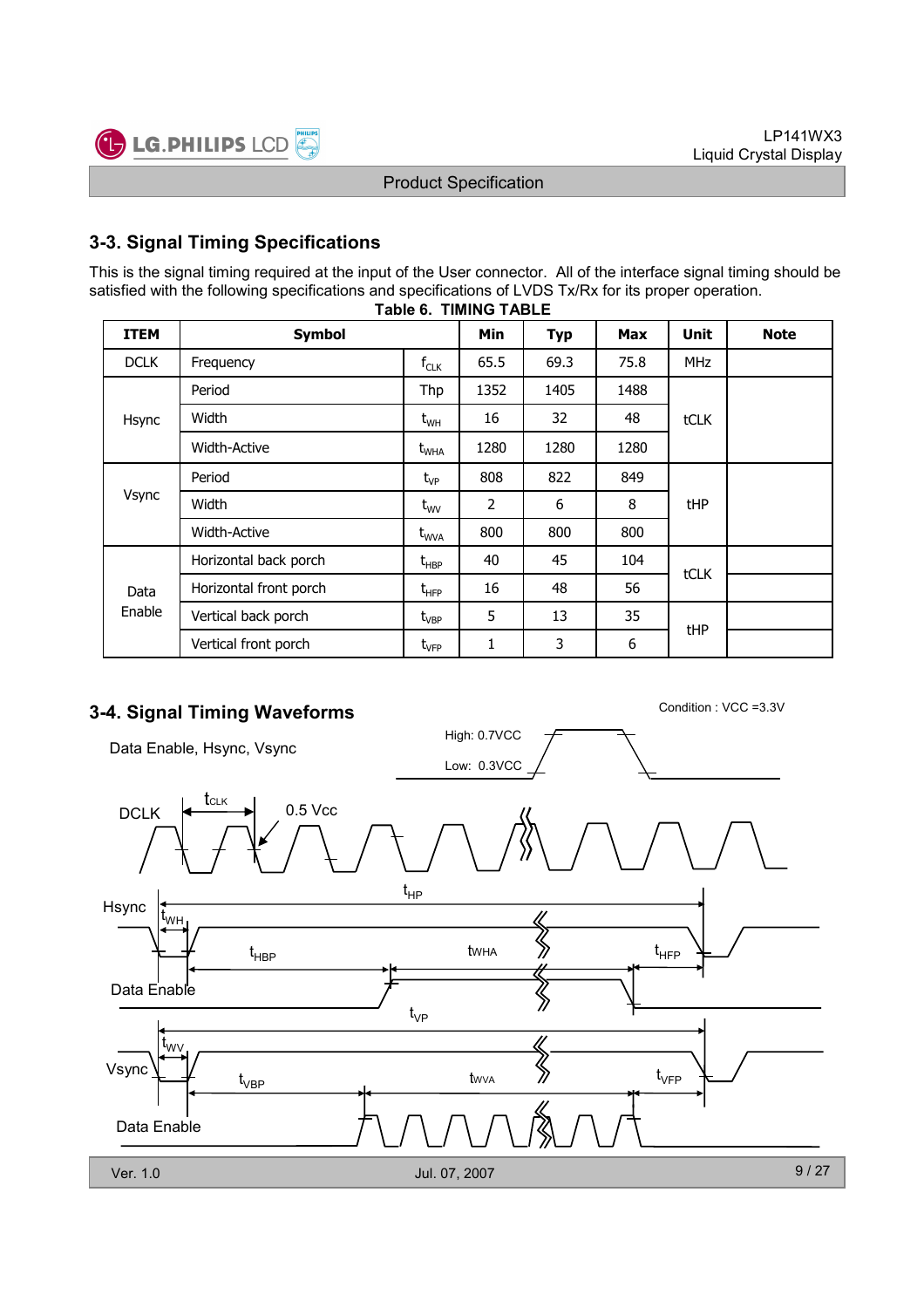## 3-3. Signal Timing Specifications

This is the signal timing required at the input of the User connector. All of the interface signal timing should be satisfied with the following specifications and specifications of LVDS Tx/Rx for its proper operation.

**Table 6. TIMING TABLE**

| ITEM | Symbol | | Min | Typ | Max | Unit | Note |
|---|---|---|---|---|---|---|---|
| DCLK | Frequency | $f_{CLK}$ | 65.5 | 69.3 | 75.8 | MHz | |
| Hsync | Period | Thp | 1352 | 1405 | 1488 | tCLK | |
| | Width | $t_{WH}$ | 16 | 32 | 48 | | |
| | Width-Active | $t_{WHA}$ | 1280 | 1280 | 1280 | | |
| Vsync | Period | $t_{VP}$ | 808 | 822 | 849 | tHP | |
| | Width | $t_{WV}$ | 2 | 6 | 8 | | |
| | Width-Active | $t_{WVA}$ | 800 | 800 | 800 | | |
| Data Enable | Horizontal back porch | $t_{HBP}$ | 40 | 45 | 104 | tCLK | |
| | Horizontal front porch | $t_{HFP}$ | 16 | 48 | 56 | | |
| | Vertical back porch | $t_{VBP}$ | 5 | 13 | 35 | tHP | |
| | Vertical front porch | $t_{VFP}$ | 1 | 3 | 6 | | |

## 3-4. Signal Timing Waveforms

Condition : VCC =3.3V

Data Enable, Hsync, Vsync

High: 0.7VCC

Low: 0.3VCC

DCLK $t_{CLK}$ 0.5 Vcc

Hsync $t_{HP}$ $t_{WH}$ $t_{HBP}$ tWHA $t_{HFP}$

Data Enable

Vsync $t_{VP}$ $t_{WV}$ $t_{VBP}$ tWVA $t_{VFP}$

Data Enable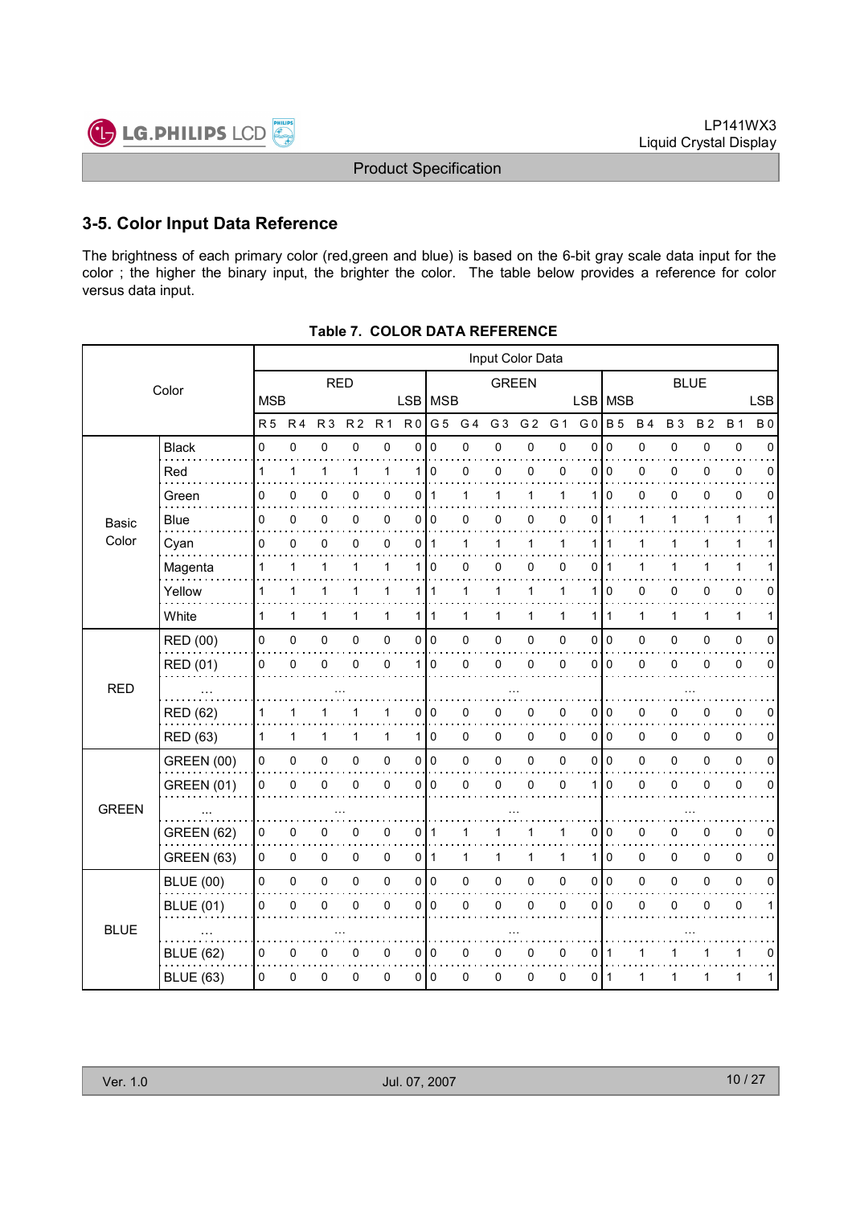## 3-5. Color Input Data Reference

The brightness of each primary color (red,green and blue) is based on the 6-bit gray scale data input for the color ; the higher the binary input, the brighter the color. The table below provides a reference for color versus data input.

**Table 7. COLOR DATA REFERENCE**

| Color | | Input Color Data | | | | | | | | | | | | | | | | | |
|---|---|---|---|---|---|---|---|---|---|---|---|---|---|---|---|---|---|---|---|
| | | RED | | | | | | GREEN | | | | | | BLUE | | | | | |
| | | MSB | | | | | LSB | MSB | | | | | LSB | MSB | | | | | LSB |
| | | R 5 | R 4 | R 3 | R 2 | R 1 | R 0 | G 5 | G 4 | G 3 | G 2 | G 1 | G 0 | B 5 | B 4 | B 3 | B 2 | B 1 | B 0 |
| Basic Color | Black | 0 | 0 | 0 | 0 | 0 | 0 | 0 | 0 | 0 | 0 | 0 | 0 | 0 | 0 | 0 | 0 | 0 | 0 |
| | Red | 1 | 1 | 1 | 1 | 1 | 1 | 0 | 0 | 0 | 0 | 0 | 0 | 0 | 0 | 0 | 0 | 0 | 0 |
| | Green | 0 | 0 | 0 | 0 | 0 | 0 | 1 | 1 | 1 | 1 | 1 | 1 | 0 | 0 | 0 | 0 | 0 | 0 |
| | Blue | 0 | 0 | 0 | 0 | 0 | 0 | 0 | 0 | 0 | 0 | 0 | 0 | 1 | 1 | 1 | 1 | 1 | 1 |
| | Cyan | 0 | 0 | 0 | 0 | 0 | 0 | 1 | 1 | 1 | 1 | 1 | 1 | 1 | 1 | 1 | 1 | 1 | 1 |
| | Magenta | 1 | 1 | 1 | 1 | 1 | 1 | 0 | 0 | 0 | 0 | 0 | 0 | 1 | 1 | 1 | 1 | 1 | 1 |
| | Yellow | 1 | 1 | 1 | 1 | 1 | 1 | 1 | 1 | 1 | 1 | 1 | 1 | 0 | 0 | 0 | 0 | 0 | 0 |
| | White | 1 | 1 | 1 | 1 | 1 | 1 | 1 | 1 | 1 | 1 | 1 | 1 | 1 | 1 | 1 | 1 | 1 | 1 |
| RED | RED (00) | 0 | 0 | 0 | 0 | 0 | 0 | 0 | 0 | 0 | 0 | 0 | 0 | 0 | 0 | 0 | 0 | 0 | 0 |
| | RED (01) | 0 | 0 | 0 | 0 | 0 | 1 | 0 | 0 | 0 | 0 | 0 | 0 | 0 | 0 | 0 | 0 | 0 | 0 |
| | ... | ... | | | | | | ... | | | | | | ... | | | | | |
| | RED (62) | 1 | 1 | 1 | 1 | 1 | 0 | 0 | 0 | 0 | 0 | 0 | 0 | 0 | 0 | 0 | 0 | 0 | 0 |
| | RED (63) | 1 | 1 | 1 | 1 | 1 | 1 | 0 | 0 | 0 | 0 | 0 | 0 | 0 | 0 | 0 | 0 | 0 | 0 |
| GREEN | GREEN (00) | 0 | 0 | 0 | 0 | 0 | 0 | 0 | 0 | 0 | 0 | 0 | 0 | 0 | 0 | 0 | 0 | 0 | 0 |
| | GREEN (01) | 0 | 0 | 0 | 0 | 0 | 0 | 0 | 0 | 0 | 0 | 0 | 1 | 0 | 0 | 0 | 0 | 0 | 0 |
| | ... | ... | | | | | | ... | | | | | | ... | | | | | |
| | GREEN (62) | 0 | 0 | 0 | 0 | 0 | 0 | 1 | 1 | 1 | 1 | 1 | 0 | 0 | 0 | 0 | 0 | 0 | 0 |
| | GREEN (63) | 0 | 0 | 0 | 0 | 0 | 0 | 1 | 1 | 1 | 1 | 1 | 1 | 0 | 0 | 0 | 0 | 0 | 0 |
| BLUE | BLUE (00) | 0 | 0 | 0 | 0 | 0 | 0 | 0 | 0 | 0 | 0 | 0 | 0 | 0 | 0 | 0 | 0 | 0 | 0 |
| | BLUE (01) | 0 | 0 | 0 | 0 | 0 | 0 | 0 | 0 | 0 | 0 | 0 | 0 | 0 | 0 | 0 | 0 | 0 | 1 |
| | ... | ... | | | | | | ... | | | | | | ... | | | | | |
| | BLUE (62) | 0 | 0 | 0 | 0 | 0 | 0 | 0 | 0 | 0 | 0 | 0 | 0 | 1 | 1 | 1 | 1 | 1 | 0 |
| | BLUE (63) | 0 | 0 | 0 | 0 | 0 | 0 | 0 | 0 | 0 | 0 | 0 | 0 | 1 | 1 | 1 | 1 | 1 | 1 |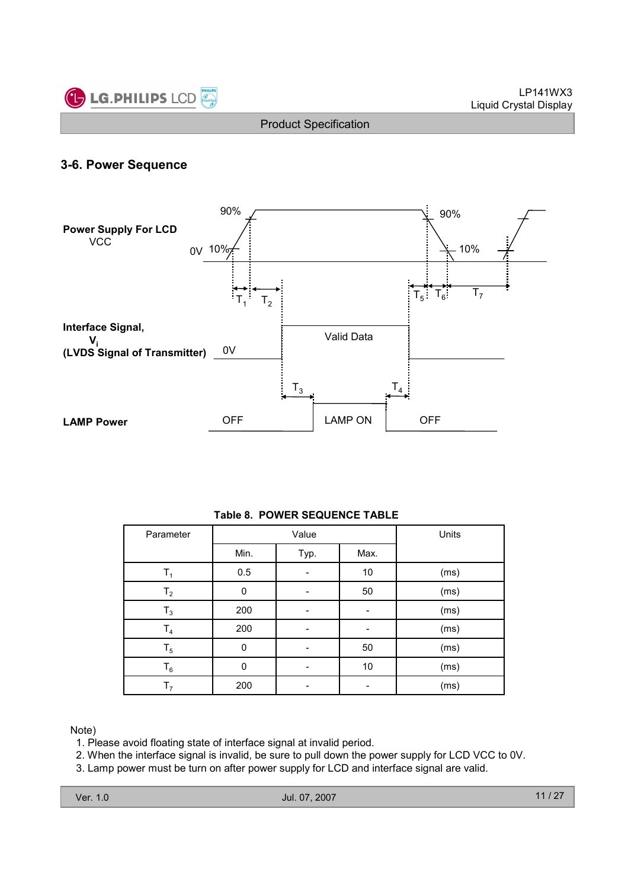## 3-6. Power Sequence

**Power Supply For LCD**
VCC

90% 90%
0V 10% 10%

$T_1$ $T_2$ $T_5$ $T_6$ $T_7$

**Interface Signal,**
**$V_i$**
**(LVDS Signal of Transmitter)** 0V

Valid Data

$T_3$ $T_4$

**LAMP Power** OFF LAMP ON OFF

**Table 8. POWER SEQUENCE TABLE**

| Parameter | Value | | | Units |
|---|---|---|---|---|
| | Min. | Typ. | Max. | |
| $T_1$ | 0.5 | - | 10 | (ms) |
| $T_2$ | 0 | - | 50 | (ms) |
| $T_3$ | 200 | - | - | (ms) |
| $T_4$ | 200 | - | - | (ms) |
| $T_5$ | 0 | - | 50 | (ms) |
| $T_6$ | 0 | - | 10 | (ms) |
| $T_7$ | 200 | - | - | (ms) |

Note)

1. Please avoid floating state of interface signal at invalid period.
2. When the interface signal is invalid, be sure to pull down the power supply for LCD VCC to 0V.
3. Lamp power must be turn on after power supply for LCD and interface signal are valid.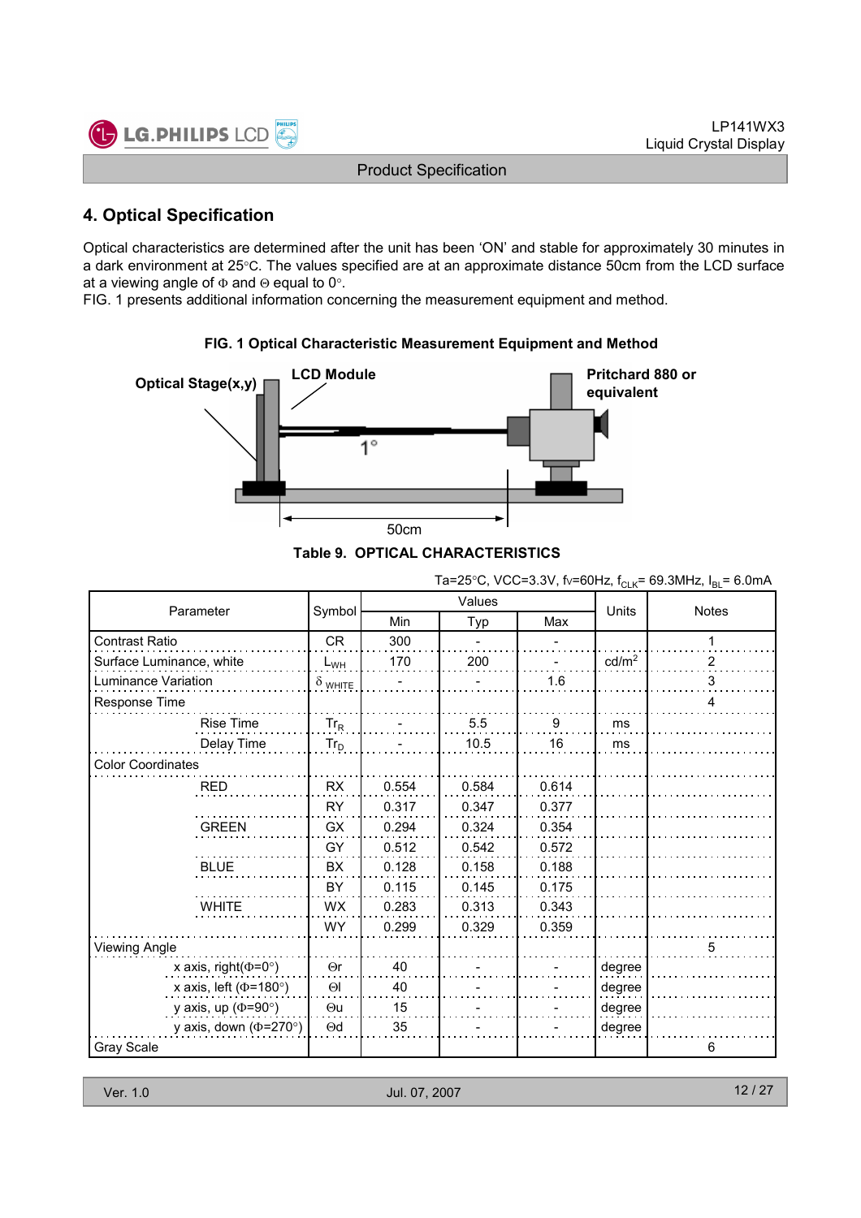## 4. Optical Specification

Optical characteristics are determined after the unit has been 'ON' and stable for approximately 30 minutes in a dark environment at 25°C. The values specified are at an approximate distance 50cm from the LCD surface at a viewing angle of Φ and Θ equal to 0°.
FIG. 1 presents additional information concerning the measurement equipment and method.

**FIG. 1 Optical Characteristic Measurement Equipment and Method**

Optical Stage(x,y) LCD Module Pritchard 880 or equivalent 1° 50cm

**Table 9. OPTICAL CHARACTERISTICS**

Ta=25°C, VCC=3.3V, fv=60Hz, $f_{CLK}$= 69.3MHz, $I_{BL}$= 6.0mA

| Parameter | | Symbol | Values | | | Units | Notes |
|---|---|---|---|---|---|---|---|
| | | | Min | Typ | Max | | |
| Contrast Ratio | | CR | 300 | - | - | | 1 |
| Surface Luminance, white | | $L_{WH}$ | 170 | 200 | - | cd/m² | 2 |
| Luminance Variation | | $\delta_{WHITE}$ | - | - | 1.6 | | 3 |
| Response Time | | | | | | | 4 |
| | Rise Time | $Tr_R$ | - | 5.5 | 9 | ms | |
| | Delay Time | $Tr_D$ | - | 10.5 | 16 | ms | |
| Color Coordinates | | | | | | | |
| | RED | RX | 0.554 | 0.584 | 0.614 | | |
| | | RY | 0.317 | 0.347 | 0.377 | | |
| | GREEN | GX | 0.294 | 0.324 | 0.354 | | |
| | | GY | 0.512 | 0.542 | 0.572 | | |
| | BLUE | BX | 0.128 | 0.158 | 0.188 | | |
| | | BY | 0.115 | 0.145 | 0.175 | | |
| | WHITE | WX | 0.283 | 0.313 | 0.343 | | |
| | | WY | 0.299 | 0.329 | 0.359 | | |
| Viewing Angle | | | | | | | 5 |
| | x axis, right(Φ=0°) | Θr | 40 | - | - | degree | |
| | x axis, left (Φ=180°) | Θl | 40 | - | - | degree | |
| | y axis, up (Φ=90°) | Θu | 15 | - | - | degree | |
| | y axis, down (Φ=270°) | Θd | 35 | - | - | degree | |
| Gray Scale | | | | | | | 6 |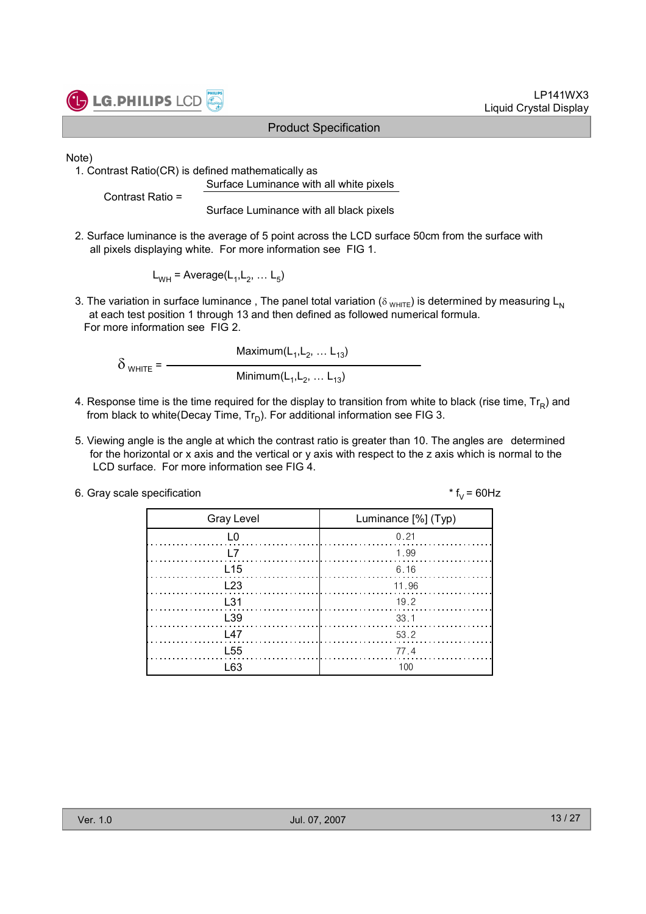Note)

1. Contrast Ratio(CR) is defined mathematically as

$$\text{Contrast Ratio} = \frac{\text{Surface Luminance with all white pixels}}{\text{Surface Luminance with all black pixels}}$$

2. Surface luminance is the average of 5 point across the LCD surface 50cm from the surface with all pixels displaying white. For more information see FIG 1.

$$L_{WH} = \text{Average}(L_1, L_2, \ldots L_5)$$

3. The variation in surface luminance , The panel total variation ($\delta_{WHITE}$) is determined by measuring $L_N$ at each test position 1 through 13 and then defined as followed numerical formula. For more information see FIG 2.

$$\delta_{WHITE} = \frac{\text{Maximum}(L_1, L_2, \ldots L_{13})}{\text{Minimum}(L_1, L_2, \ldots L_{13})}$$

4. Response time is the time required for the display to transition from white to black (rise time, $Tr_R$) and from black to white(Decay Time, $Tr_D$). For additional information see FIG 3.

5. Viewing angle is the angle at which the contrast ratio is greater than 10. The angles are determined for the horizontal or x axis and the vertical or y axis with respect to the z axis which is normal to the LCD surface. For more information see FIG 4.

6. Gray scale specification

* $f_V$ = 60Hz

| Gray Level | Luminance [%] (Typ) |
|---|---|
| L0 | 0.21 |
| L7 | 1.99 |
| L15 | 6.16 |
| L23 | 11.96 |
| L31 | 19.2 |
| L39 | 33.1 |
| L47 | 53.2 |
| L55 | 77.4 |
| L63 | 100 |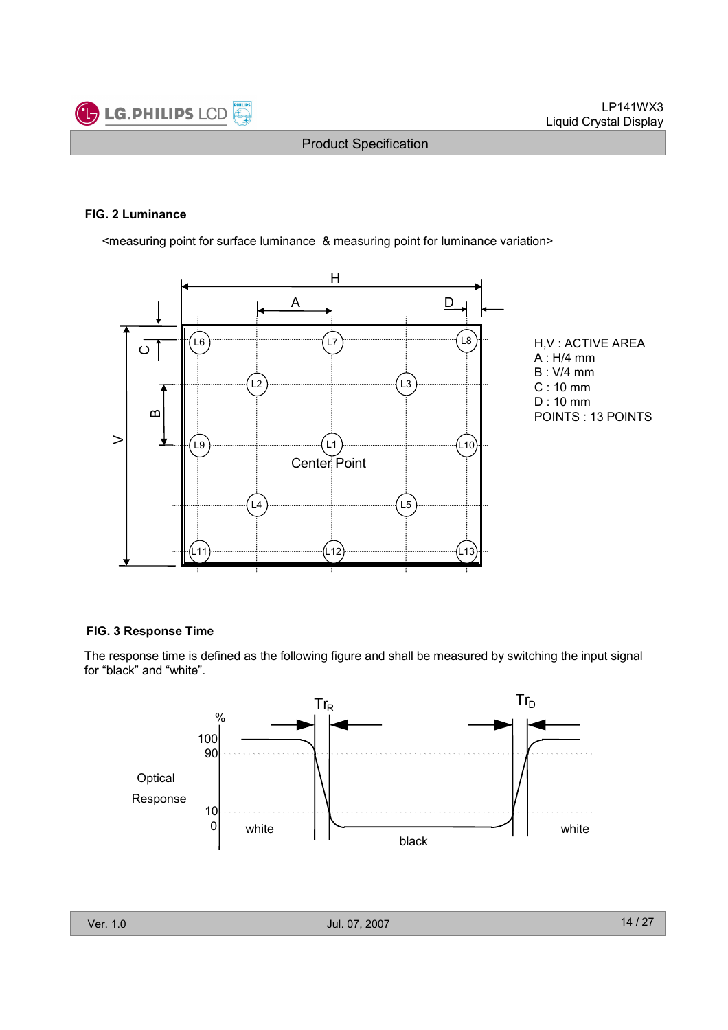**FIG. 2 Luminance**

<measuring point for surface luminance & measuring point for luminance variation>

H,V : ACTIVE AREA
A : H/4 mm
B : V/4 mm
C : 10 mm
D : 10 mm
POINTS : 13 POINTS

**FIG. 3 Response Time**

The response time is defined as the following figure and shall be measured by switching the input signal for "black" and "white".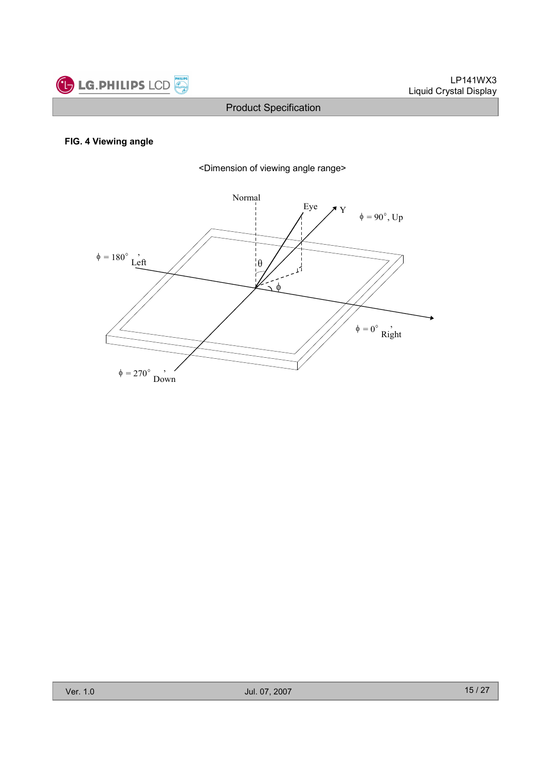**FIG. 4 Viewing angle**

<Dimension of viewing angle range>

Normal

Eye

Y

$\phi$ = 90°, Up

$\phi$ = 180°, Left

$\theta$

$\phi$

$\phi$ = 0°, Right

$\phi$ = 270°, Down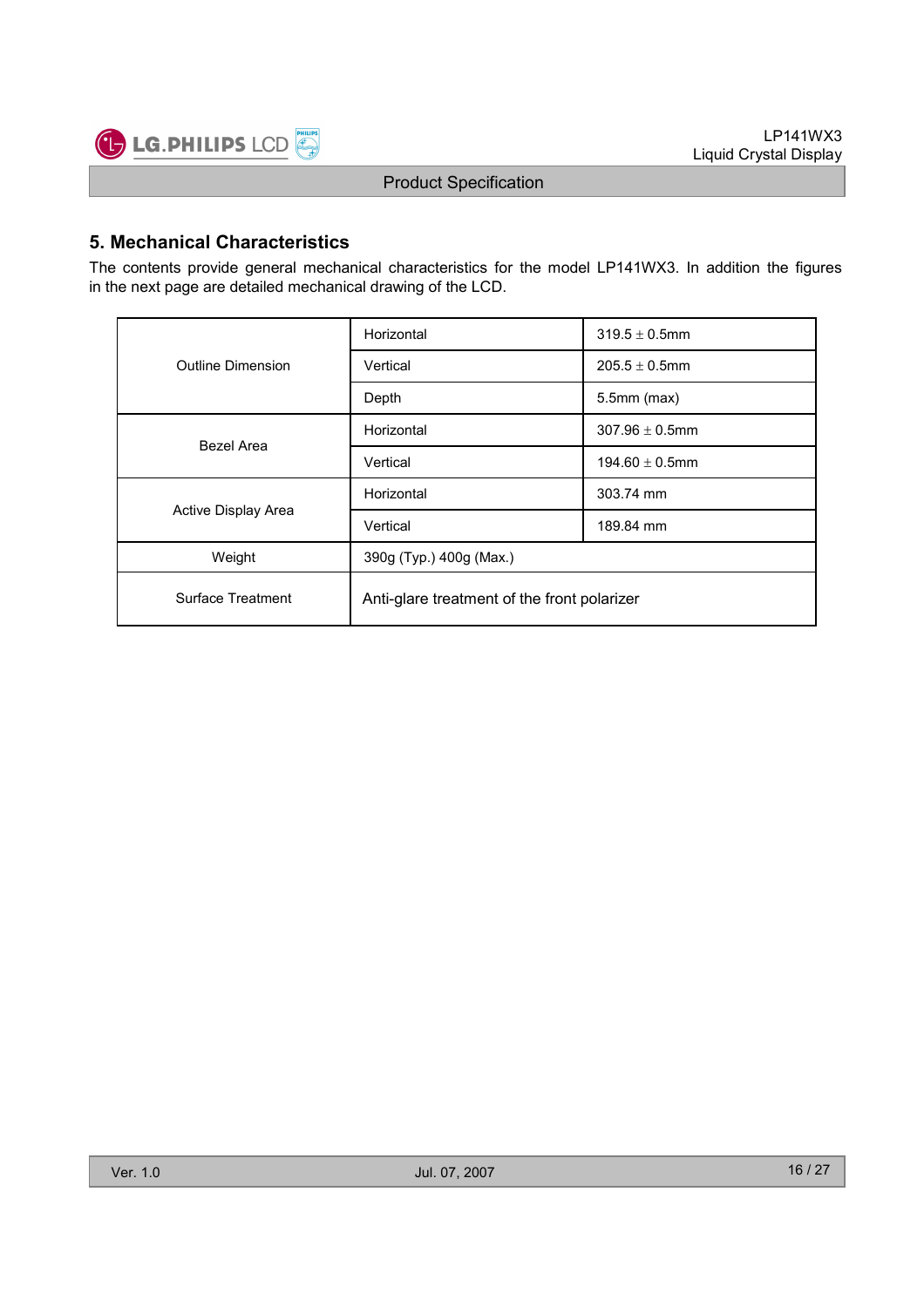## 5. Mechanical Characteristics

The contents provide general mechanical characteristics for the model LP141WX3. In addition the figures in the next page are detailed mechanical drawing of the LCD.

| | | |
|---|---|---|
| Outline Dimension | Horizontal | 319.5 ± 0.5mm |
| | Vertical | 205.5 ± 0.5mm |
| | Depth | 5.5mm (max) |
| Bezel Area | Horizontal | 307.96 ± 0.5mm |
| | Vertical | 194.60 ± 0.5mm |
| Active Display Area | Horizontal | 303.74 mm |
| | Vertical | 189.84 mm |
| Weight | 390g (Typ.) 400g (Max.) | |
| Surface Treatment | Anti-glare treatment of the front polarizer | |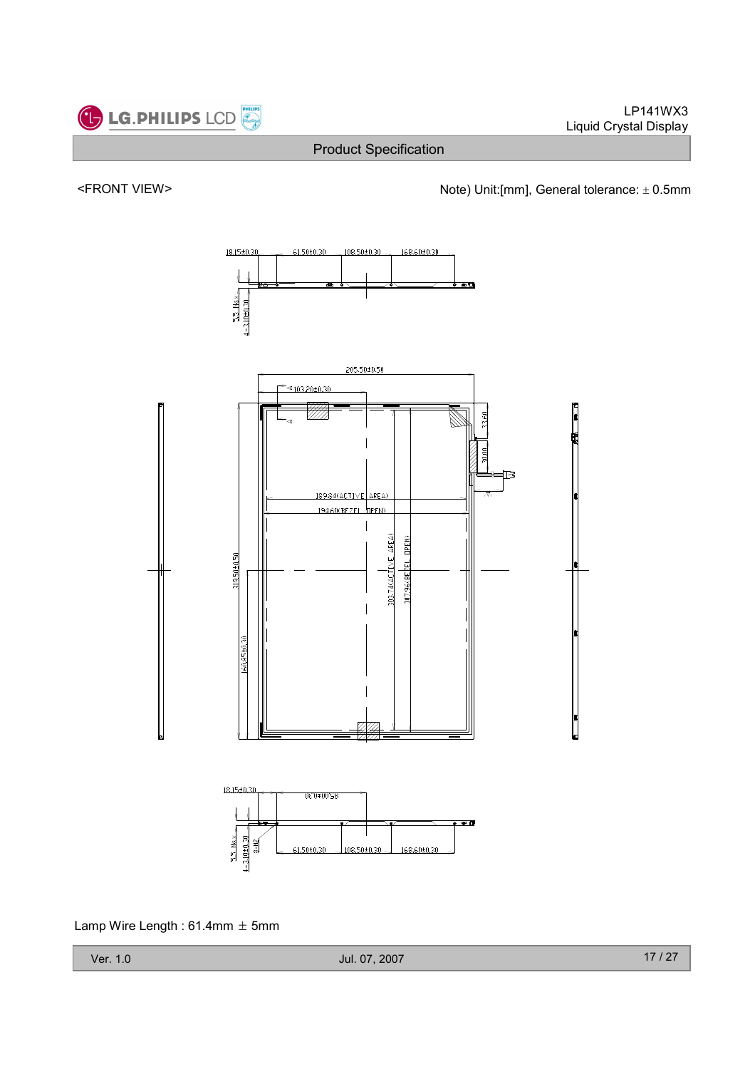<FRONT VIEW>

Note) Unit:[mm], General tolerance: ± 0.5mm

18.15±0.30 61.50±0.30 108.50±0.30 168.60±0.30

5.5 Max

4-3.10±0.30

205.50±0.50

103.20±0.30

33.60

30.00

189.84(ACTIVE AREA)

194.60(BEZEL OPEN)

303.74(ACTIVE AREA)

307.94(BEZEL OPEN)

319.50±0.50

160.85±0.30

Lamp Wire Length : 61.4mm ± 5mm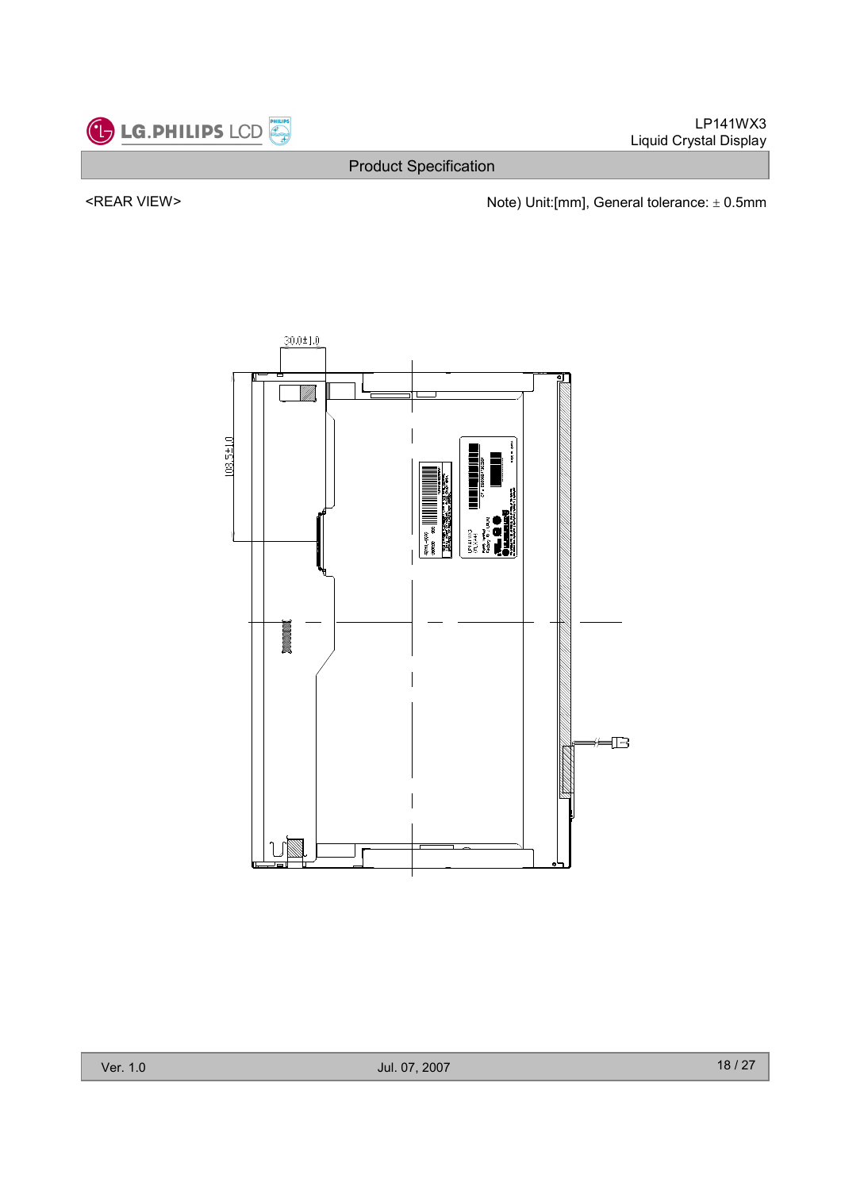<REAR VIEW>

Note) Unit:[mm], General tolerance: ± 0.5mm

30.0±1.0

103.5±1.0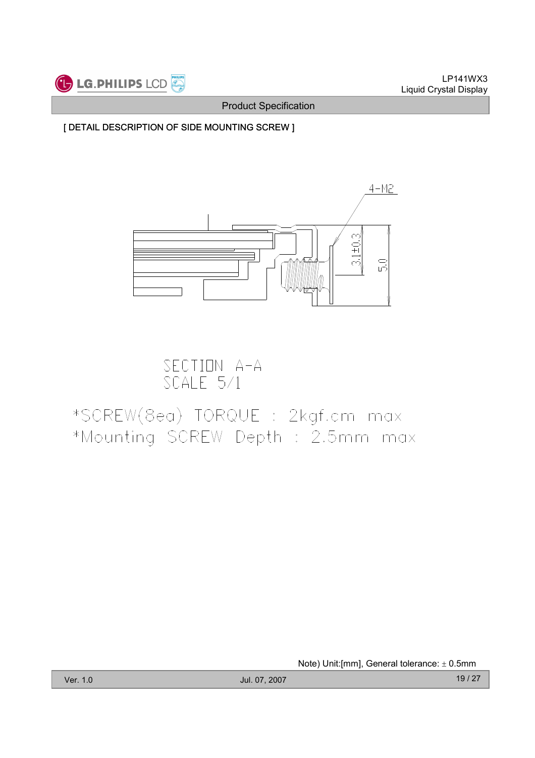[ DETAIL DESCRIPTION OF SIDE MOUNTING SCREW ]

4-M2

3.1±0.3

5.0

SECTION A-A
SCALE 5/1

*SCREW(8ea) TORQUE : 2kgf.cm max
*Mounting SCREW Depth : 2.5mm max

Note) Unit:[mm], General tolerance: ± 0.5mm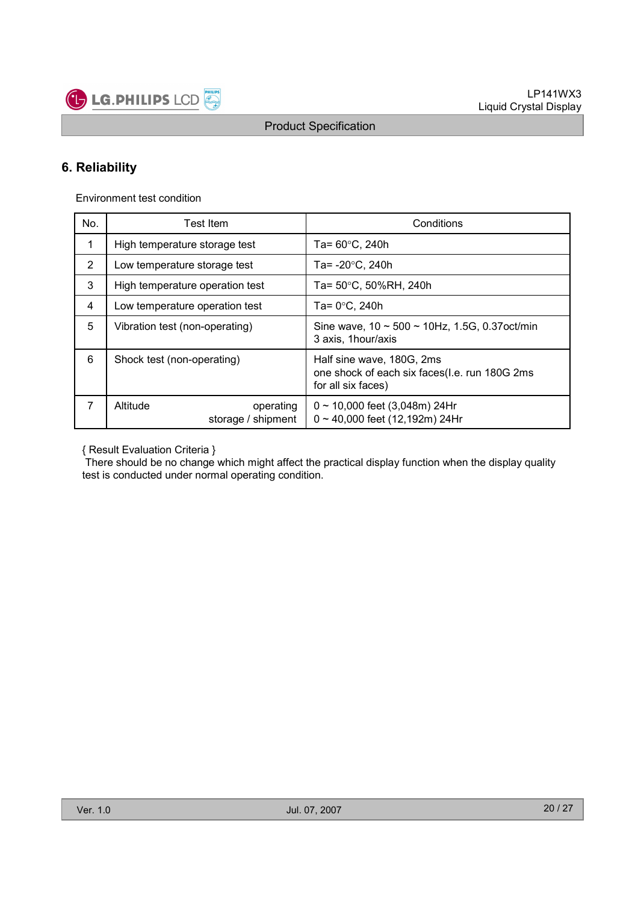## 6. Reliability

Environment test condition

| No. | Test Item | Conditions |
|---|---|---|
| 1 | High temperature storage test | Ta= 60°C, 240h |
| 2 | Low temperature storage test | Ta= -20°C, 240h |
| 3 | High temperature operation test | Ta= 50°C, 50%RH, 240h |
| 4 | Low temperature operation test | Ta= 0°C, 240h |
| 5 | Vibration test (non-operating) | Sine wave, 10 ~ 500 ~ 10Hz, 1.5G, 0.37oct/min<br>3 axis, 1hour/axis |
| 6 | Shock test (non-operating) | Half sine wave, 180G, 2ms<br>one shock of each six faces(I.e. run 180G 2ms for all six faces) |
| 7 | Altitude operating<br>storage / shipment | 0 ~ 10,000 feet (3,048m) 24Hr<br>0 ~ 40,000 feet (12,192m) 24Hr |

{ Result Evaluation Criteria }

There should be no change which might affect the practical display function when the display quality test is conducted under normal operating condition.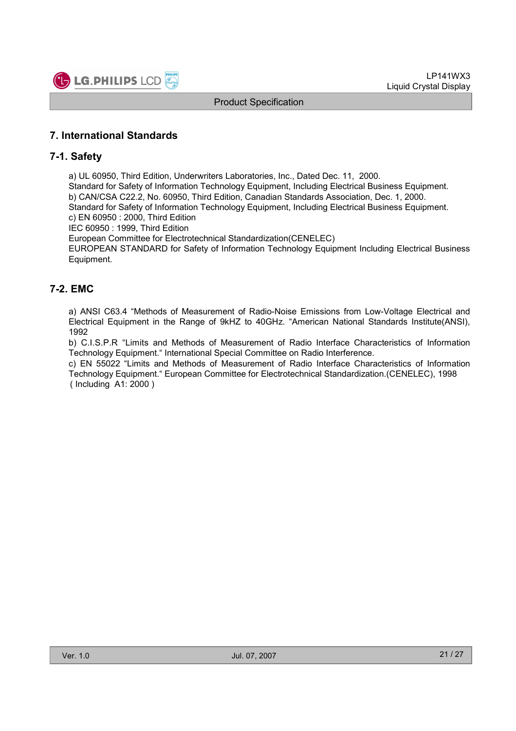## 7. International Standards

### 7-1. Safety

a) UL 60950, Third Edition, Underwriters Laboratories, Inc., Dated Dec. 11, 2000.
Standard for Safety of Information Technology Equipment, Including Electrical Business Equipment.
b) CAN/CSA C22.2, No. 60950, Third Edition, Canadian Standards Association, Dec. 1, 2000.
Standard for Safety of Information Technology Equipment, Including Electrical Business Equipment.
c) EN 60950 : 2000, Third Edition
IEC 60950 : 1999, Third Edition
European Committee for Electrotechnical Standardization(CENELEC)
EUROPEAN STANDARD for Safety of Information Technology Equipment Including Electrical Business Equipment.

### 7-2. EMC

a) ANSI C63.4 "Methods of Measurement of Radio-Noise Emissions from Low-Voltage Electrical and Electrical Equipment in the Range of 9kHZ to 40GHz. "American National Standards Institute(ANSI), 1992
b) C.I.S.P.R "Limits and Methods of Measurement of Radio Interface Characteristics of Information Technology Equipment." International Special Committee on Radio Interference.
c) EN 55022 "Limits and Methods of Measurement of Radio Interface Characteristics of Information Technology Equipment." European Committee for Electrotechnical Standardization.(CENELEC), 1998
( Including A1: 2000 )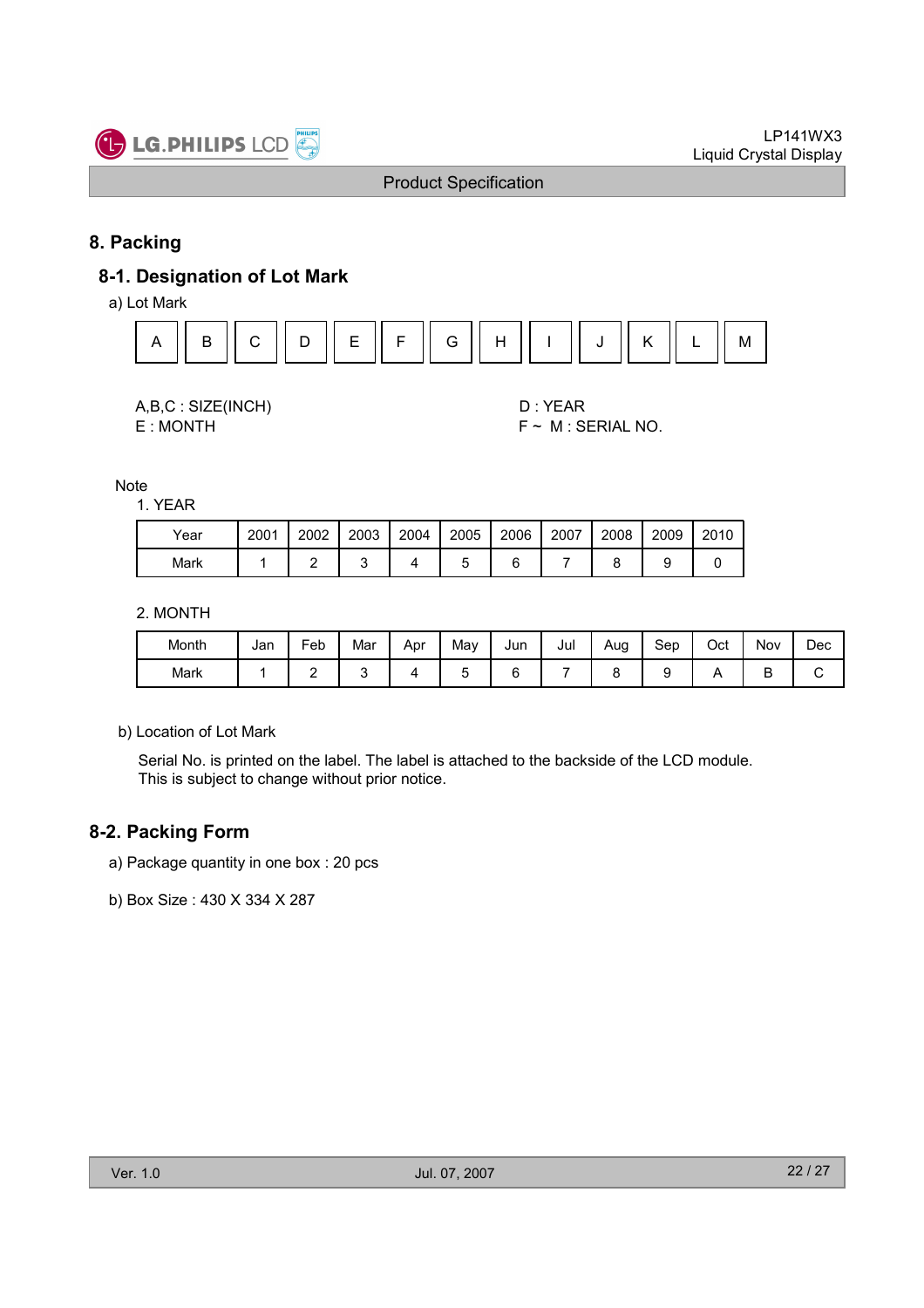## 8. Packing

### 8-1. Designation of Lot Mark

a) Lot Mark

| A | B | C | D | E | F | G | H | I | J | K | L | M |
|---|---|---|---|---|---|---|---|---|---|---|---|---|

A,B,C : SIZE(INCH)
E : MONTH

D : YEAR
F ~ M : SERIAL NO.

Note

1. YEAR

| Year | 2001 | 2002 | 2003 | 2004 | 2005 | 2006 | 2007 | 2008 | 2009 | 2010 |
|---|---|---|---|---|---|---|---|---|---|---|
| Mark | 1 | 2 | 3 | 4 | 5 | 6 | 7 | 8 | 9 | 0 |

2. MONTH

| Month | Jan | Feb | Mar | Apr | May | Jun | Jul | Aug | Sep | Oct | Nov | Dec |
|---|---|---|---|---|---|---|---|---|---|---|---|---|
| Mark | 1 | 2 | 3 | 4 | 5 | 6 | 7 | 8 | 9 | A | B | C |

b) Location of Lot Mark

Serial No. is printed on the label. The label is attached to the backside of the LCD module.
This is subject to change without prior notice.

### 8-2. Packing Form

a) Package quantity in one box : 20 pcs

b) Box Size : 430 X 334 X 287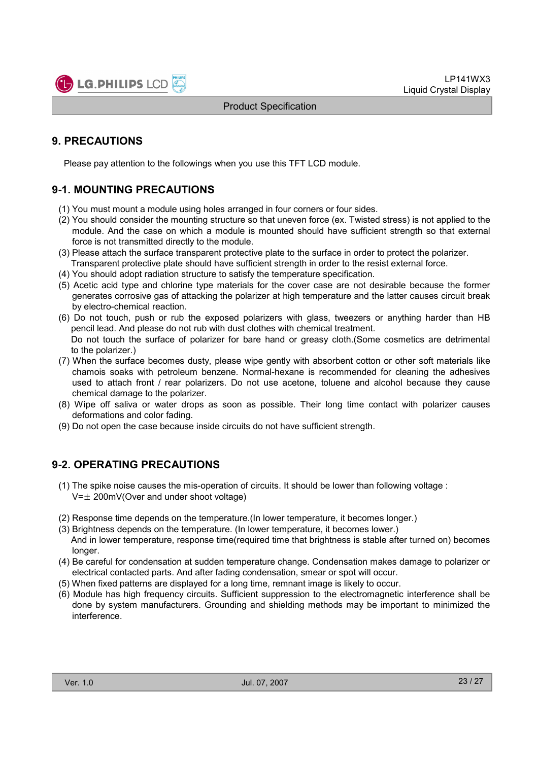# 9. PRECAUTIONS

Please pay attention to the followings when you use this TFT LCD module.

## 9-1. MOUNTING PRECAUTIONS

(1) You must mount a module using holes arranged in four corners or four sides.
(2) You should consider the mounting structure so that uneven force (ex. Twisted stress) is not applied to the module. And the case on which a module is mounted should have sufficient strength so that external force is not transmitted directly to the module.
(3) Please attach the surface transparent protective plate to the surface in order to protect the polarizer. Transparent protective plate should have sufficient strength in order to the resist external force.
(4) You should adopt radiation structure to satisfy the temperature specification.
(5) Acetic acid type and chlorine type materials for the cover case are not desirable because the former generates corrosive gas of attacking the polarizer at high temperature and the latter causes circuit break by electro-chemical reaction.
(6) Do not touch, push or rub the exposed polarizers with glass, tweezers or anything harder than HB pencil lead. And please do not rub with dust clothes with chemical treatment.
Do not touch the surface of polarizer for bare hand or greasy cloth.(Some cosmetics are detrimental to the polarizer.)
(7) When the surface becomes dusty, please wipe gently with absorbent cotton or other soft materials like chamois soaks with petroleum benzene. Normal-hexane is recommended for cleaning the adhesives used to attach front / rear polarizers. Do not use acetone, toluene and alcohol because they cause chemical damage to the polarizer.
(8) Wipe off saliva or water drops as soon as possible. Their long time contact with polarizer causes deformations and color fading.
(9) Do not open the case because inside circuits do not have sufficient strength.

## 9-2. OPERATING PRECAUTIONS

(1) The spike noise causes the mis-operation of circuits. It should be lower than following voltage :
V=± 200mV(Over and under shoot voltage)

(2) Response time depends on the temperature.(In lower temperature, it becomes longer.)
(3) Brightness depends on the temperature. (In lower temperature, it becomes lower.)
And in lower temperature, response time(required time that brightness is stable after turned on) becomes longer.
(4) Be careful for condensation at sudden temperature change. Condensation makes damage to polarizer or electrical contacted parts. And after fading condensation, smear or spot will occur.
(5) When fixed patterns are displayed for a long time, remnant image is likely to occur.
(6) Module has high frequency circuits. Sufficient suppression to the electromagnetic interference shall be done by system manufacturers. Grounding and shielding methods may be important to minimized the interference.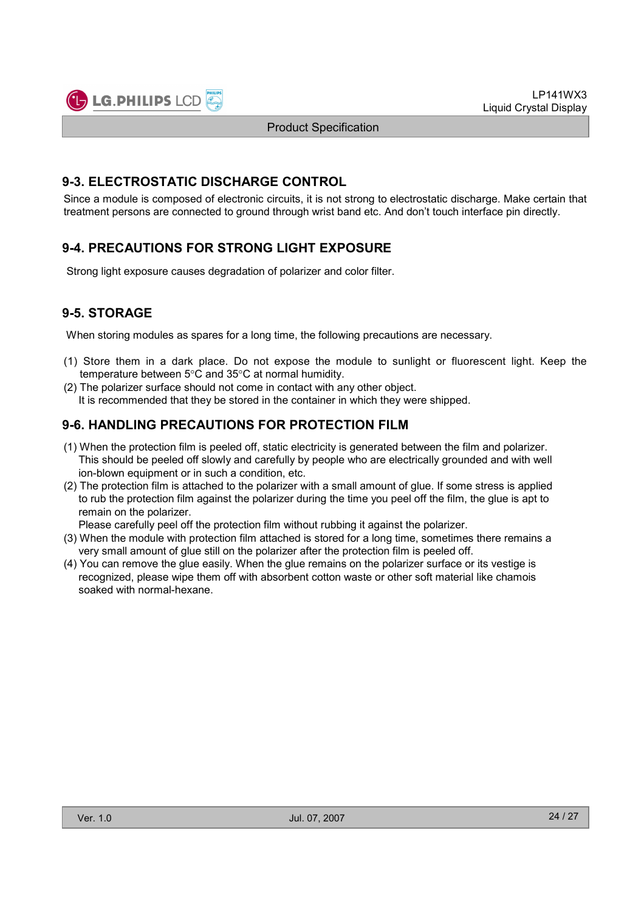## 9-3. ELECTROSTATIC DISCHARGE CONTROL

Since a module is composed of electronic circuits, it is not strong to electrostatic discharge. Make certain that treatment persons are connected to ground through wrist band etc. And don't touch interface pin directly.

## 9-4. PRECAUTIONS FOR STRONG LIGHT EXPOSURE

Strong light exposure causes degradation of polarizer and color filter.

## 9-5. STORAGE

When storing modules as spares for a long time, the following precautions are necessary.

(1) Store them in a dark place. Do not expose the module to sunlight or fluorescent light. Keep the temperature between 5°C and 35°C at normal humidity.
(2) The polarizer surface should not come in contact with any other object.
It is recommended that they be stored in the container in which they were shipped.

## 9-6. HANDLING PRECAUTIONS FOR PROTECTION FILM

(1) When the protection film is peeled off, static electricity is generated between the film and polarizer. This should be peeled off slowly and carefully by people who are electrically grounded and with well ion-blown equipment or in such a condition, etc.
(2) The protection film is attached to the polarizer with a small amount of glue. If some stress is applied to rub the protection film against the polarizer during the time you peel off the film, the glue is apt to remain on the polarizer.
Please carefully peel off the protection film without rubbing it against the polarizer.
(3) When the module with protection film attached is stored for a long time, sometimes there remains a very small amount of glue still on the polarizer after the protection film is peeled off.
(4) You can remove the glue easily. When the glue remains on the polarizer surface or its vestige is recognized, please wipe them off with absorbent cotton waste or other soft material like chamois soaked with normal-hexane.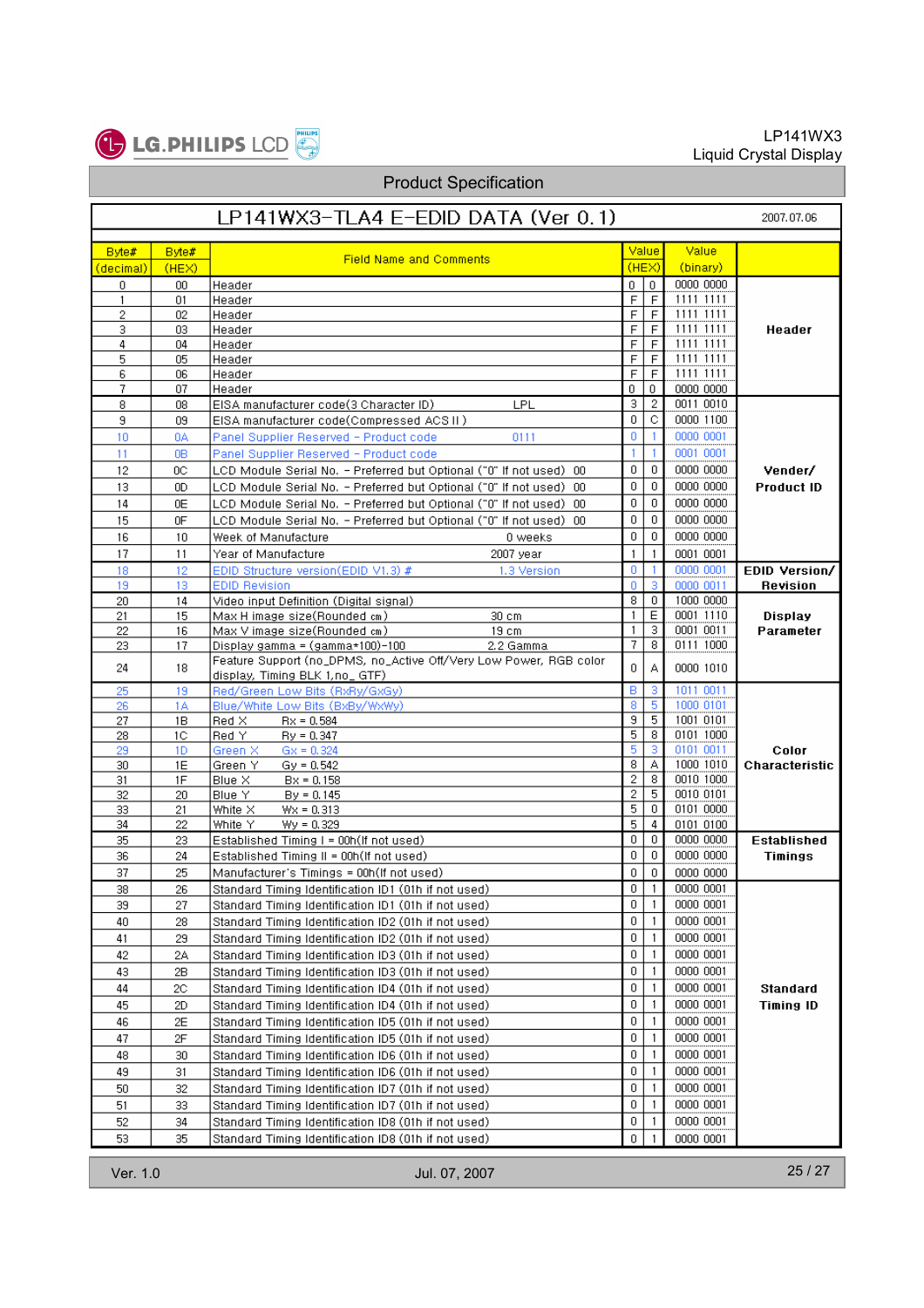# LP141WX3-TLA4 E-EDID DATA (Ver 0.1)

2007.07.06

| Byte# (decimal) | Byte# (HEX) | Field Name and Comments | Value (HEX) | | Value (binary) | |
|---|---|---|---|---|---|---|
| 0 | 00 | Header | 0 | 0 | 0000 0000 | Header |
| 1 | 01 | Header | F | F | 1111 1111 | |
| 2 | 02 | Header | F | F | 1111 1111 | |
| 3 | 03 | Header | F | F | 1111 1111 | |
| 4 | 04 | Header | F | F | 1111 1111 | |
| 5 | 05 | Header | F | F | 1111 1111 | |
| 6 | 06 | Header | F | F | 1111 1111 | |
| 7 | 07 | Header | 0 | 0 | 0000 0000 | |
| 8 | 08 | EISA manufacturer code(3 Character ID) LPL | 3 | 2 | 0011 0010 | Vender/ Product ID |
| 9 | 09 | EISA manufacturer code(Compressed ACS II ) | 0 | C | 0000 1100 | |
| 10 | 0A | Panel Supplier Reserved - Product code 0111 | 0 | 1 | 0000 0001 | |
| 11 | 0B | Panel Supplier Reserved - Product code | 1 | 1 | 0001 0001 | |
| 12 | 0C | LCD Module Serial No. - Preferred but Optional ("0" If not used) 00 | 0 | 0 | 0000 0000 | |
| 13 | 0D | LCD Module Serial No. - Preferred but Optional ("0" If not used) 00 | 0 | 0 | 0000 0000 | |
| 14 | 0E | LCD Module Serial No. - Preferred but Optional ("0" If not used) 00 | 0 | 0 | 0000 0000 | |
| 15 | 0F | LCD Module Serial No. - Preferred but Optional ("0" If not used) 00 | 0 | 0 | 0000 0000 | |
| 16 | 10 | Week of Manufacture 0 weeks | 0 | 0 | 0000 0000 | |
| 17 | 11 | Year of Manufacture 2007 year | 1 | 1 | 0001 0001 | |
| 18 | 12 | EDID Structure version(EDID V1.3) # 1.3 Version | 0 | 1 | 0000 0001 | EDID Version/ Revision |
| 19 | 13 | EDID Revision | 0 | 3 | 0000 0011 | |
| 20 | 14 | Video input Definition (Digital signal) | 8 | 0 | 1000 0000 | Display Parameter |
| 21 | 15 | Max H image size(Rounded cm) 30 cm | 1 | E | 0001 1110 | |
| 22 | 16 | Max V image size(Rounded cm) 19 cm | 1 | 3 | 0001 0011 | |
| 23 | 17 | Display gamma = (gamma*100)-100 2.2 Gamma | 7 | 8 | 0111 1000 | |
| 24 | 18 | Feature Support (no_DPMS, no_Active Off/Very Low Power, RGB color display, Timing BLK 1,no_ GTF) | 0 | A | 0000 1010 | |
| 25 | 19 | Red/Green Low Bits (RxRy/GxGy) | B | 3 | 1011 0011 | Color Characteristic |
| 26 | 1A | Blue/White Low Bits (BxBy/WxWy) | 8 | 5 | 1000 0101 | |
| 27 | 1B | Red X Rx = 0.584 | 9 | 5 | 1001 0101 | |
| 28 | 1C | Red Y Ry = 0.347 | 5 | 8 | 0101 1000 | |
| 29 | 1D | Green X Gx = 0.324 | 5 | 3 | 0101 0011 | |
| 30 | 1E | Green Y Gy = 0.542 | 8 | A | 1000 1010 | |
| 31 | 1F | Blue X Bx = 0.158 | 2 | 8 | 0010 1000 | |
| 32 | 20 | Blue Y By = 0.145 | 2 | 5 | 0010 0101 | |
| 33 | 21 | White X Wx = 0.313 | 5 | 0 | 0101 0000 | |
| 34 | 22 | White Y Wy = 0.329 | 5 | 4 | 0101 0100 | |
| 35 | 23 | Established Timing I = 00h(If not used) | 0 | 0 | 0000 0000 | Established Timings |
| 36 | 24 | Established Timing II = 00h(If not used) | 0 | 0 | 0000 0000 | |
| 37 | 25 | Manufacturer's Timings = 00h(If not used) | 0 | 0 | 0000 0000 | |
| 38 | 26 | Standard Timing Identification ID1 (01h if not used) | 0 | 1 | 0000 0001 | Standard Timing ID |
| 39 | 27 | Standard Timing Identification ID1 (01h if not used) | 0 | 1 | 0000 0001 | |
| 40 | 28 | Standard Timing Identification ID2 (01h if not used) | 0 | 1 | 0000 0001 | |
| 41 | 29 | Standard Timing Identification ID2 (01h if not used) | 0 | 1 | 0000 0001 | |
| 42 | 2A | Standard Timing Identification ID3 (01h if not used) | 0 | 1 | 0000 0001 | |
| 43 | 2B | Standard Timing Identification ID3 (01h if not used) | 0 | 1 | 0000 0001 | |
| 44 | 2C | Standard Timing Identification ID4 (01h if not used) | 0 | 1 | 0000 0001 | |
| 45 | 2D | Standard Timing Identification ID4 (01h if not used) | 0 | 1 | 0000 0001 | |
| 46 | 2E | Standard Timing Identification ID5 (01h if not used) | 0 | 1 | 0000 0001 | |
| 47 | 2F | Standard Timing Identification ID5 (01h if not used) | 0 | 1 | 0000 0001 | |
| 48 | 30 | Standard Timing Identification ID6 (01h if not used) | 0 | 1 | 0000 0001 | |
| 49 | 31 | Standard Timing Identification ID6 (01h if not used) | 0 | 1 | 0000 0001 | |
| 50 | 32 | Standard Timing Identification ID7 (01h if not used) | 0 | 1 | 0000 0001 | |
| 51 | 33 | Standard Timing Identification ID7 (01h if not used) | 0 | 1 | 0000 0001 | |
| 52 | 34 | Standard Timing Identification ID8 (01h if not used) | 0 | 1 | 0000 0001 | |
| 53 | 35 | Standard Timing Identification ID8 (01h if not used) | 0 | 1 | 0000 0001 | |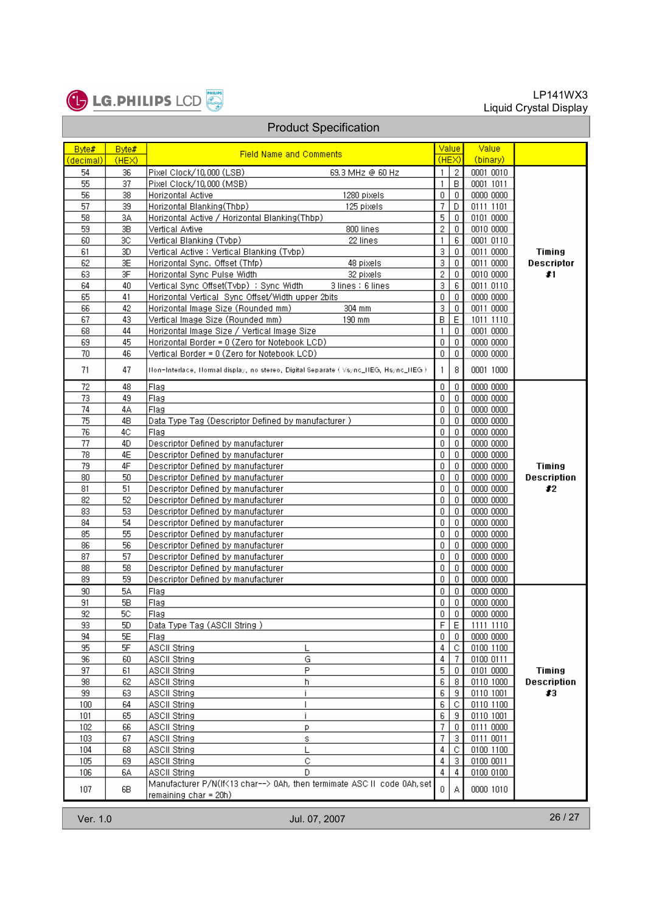| Byte# (decimal) | Byte# (HEX) | Field Name and Comments | | Value (HEX) | | Value (binary) | |
|---|---|---|---|---|---|---|---|
| 54 | 36 | Pixel Clock/10,000 (LSB) | 69.3 MHz @ 60 Hz | 1 | 2 | 0001 0010 | Timing Descriptor #1 |
| 55 | 37 | Pixel Clock/10,000 (MSB) | | 1 | B | 0001 1011 | |
| 56 | 38 | Horizontal Active | 1280 pixels | 0 | 0 | 0000 0000 | |
| 57 | 39 | Horizontal Blanking(Thbp) | 125 pixels | 7 | D | 0111 1101 | |
| 58 | 3A | Horizontal Active / Horizontal Blanking(Thbp) | | 5 | 0 | 0101 0000 | |
| 59 | 3B | Vertical Avtive | 800 lines | 2 | 0 | 0010 0000 | |
| 60 | 3C | Vertical Blanking (Tvbp) | 22 lines | 1 | 6 | 0001 0110 | |
| 61 | 3D | Vertical Active : Vertical Blanking (Tvbp) | | 3 | 0 | 0011 0000 | |
| 62 | 3E | Horizontal Sync. Offset (Thfp) | 48 pixels | 3 | 0 | 0011 0000 | |
| 63 | 3F | Horizontal Sync Pulse Width | 32 pixels | 2 | 0 | 0010 0000 | |
| 64 | 40 | Vertical Sync Offset(Tvbp) : Sync Width | 3 lines : 6 lines | 3 | 6 | 0011 0110 | |
| 65 | 41 | Horizontal Vertical Sync Offset/Width upper 2bits | | 0 | 0 | 0000 0000 | |
| 66 | 42 | Horizontal Image Size (Rounded mm) | 304 mm | 3 | 0 | 0011 0000 | |
| 67 | 43 | Vertical Image Size (Rounded mm) | 190 mm | B | E | 1011 1110 | |
| 68 | 44 | Horizontal Image Size / Vertical Image Size | | 1 | 0 | 0001 0000 | |
| 69 | 45 | Horizontal Border = 0 (Zero for Notebook LCD) | | 0 | 0 | 0000 0000 | |
| 70 | 46 | Vertical Border = 0 (Zero for Notebook LCD) | | 0 | 0 | 0000 0000 | |
| 71 | 47 | Non-Interlace, Normal display, no stereo, Digital Separate ( Vsync_NEG, Hsync_NEG ) | | 1 | 8 | 0001 1000 | |
| 72 | 48 | Flag | | 0 | 0 | 0000 0000 | Timing Description #2 |
| 73 | 49 | Flag | | 0 | 0 | 0000 0000 | |
| 74 | 4A | Flag | | 0 | 0 | 0000 0000 | |
| 75 | 4B | Data Type Tag (Descriptor Defined by manufacturer ) | | 0 | 0 | 0000 0000 | |
| 76 | 4C | Flag | | 0 | 0 | 0000 0000 | |
| 77 | 4D | Descriptor Defined by manufacturer | | 0 | 0 | 0000 0000 | |
| 78 | 4E | Descriptor Defined by manufacturer | | 0 | 0 | 0000 0000 | |
| 79 | 4F | Descriptor Defined by manufacturer | | 0 | 0 | 0000 0000 | |
| 80 | 50 | Descriptor Defined by manufacturer | | 0 | 0 | 0000 0000 | |
| 81 | 51 | Descriptor Defined by manufacturer | | 0 | 0 | 0000 0000 | |
| 82 | 52 | Descriptor Defined by manufacturer | | 0 | 0 | 0000 0000 | |
| 83 | 53 | Descriptor Defined by manufacturer | | 0 | 0 | 0000 0000 | |
| 84 | 54 | Descriptor Defined by manufacturer | | 0 | 0 | 0000 0000 | |
| 85 | 55 | Descriptor Defined by manufacturer | | 0 | 0 | 0000 0000 | |
| 86 | 56 | Descriptor Defined by manufacturer | | 0 | 0 | 0000 0000 | |
| 87 | 57 | Descriptor Defined by manufacturer | | 0 | 0 | 0000 0000 | |
| 88 | 58 | Descriptor Defined by manufacturer | | 0 | 0 | 0000 0000 | |
| 89 | 59 | Descriptor Defined by manufacturer | | 0 | 0 | 0000 0000 | |
| 90 | 5A | Flag | | 0 | 0 | 0000 0000 | Timing Description #3 |
| 91 | 5B | Flag | | 0 | 0 | 0000 0000 | |
| 92 | 5C | Flag | | 0 | 0 | 0000 0000 | |
| 93 | 5D | Data Type Tag (ASCII String ) | | F | E | 1111 1110 | |
| 94 | 5E | Flag | | 0 | 0 | 0000 0000 | |
| 95 | 5F | ASCII String | L | 4 | C | 0100 1100 | |
| 96 | 60 | ASCII String | G | 4 | 7 | 0100 0111 | |
| 97 | 61 | ASCII String | P | 5 | 0 | 0101 0000 | |
| 98 | 62 | ASCII String | h | 6 | 8 | 0110 1000 | |
| 99 | 63 | ASCII String | i | 6 | 9 | 0110 1001 | |
| 100 | 64 | ASCII String | l | 6 | C | 0110 1100 | |
| 101 | 65 | ASCII String | i | 6 | 9 | 0110 1001 | |
| 102 | 66 | ASCII String | p | 7 | 0 | 0111 0000 | |
| 103 | 67 | ASCII String | s | 7 | 3 | 0111 0011 | |
| 104 | 68 | ASCII String | L | 4 | C | 0100 1100 | |
| 105 | 69 | ASCII String | C | 4 | 3 | 0100 0011 | |
| 106 | 6A | ASCII String | D | 4 | 4 | 0100 0100 | |
| 107 | 6B | Manufacturer P/N(If<13 char--> 0Ah, then termimate ASC II code 0Ah, set remaining char = 20h) | | 0 | A | 0000 1010 | |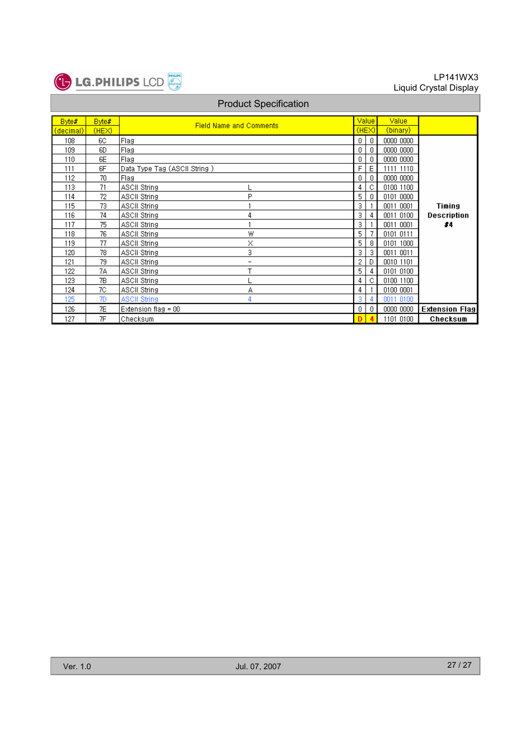| Byte# (decimal) | Byte# (HEX) | Field Name and Comments | | Value (HEX) | | Value (binary) | |
|---|---|---|---|---|---|---|---|
| 108 | 6C | Flag | | 0 | 0 | 0000 0000 | Timing Description #4 |
| 109 | 6D | Flag | | 0 | 0 | 0000 0000 | |
| 110 | 6E | Flag | | 0 | 0 | 0000 0000 | |
| 111 | 6F | Data Type Tag (ASCII String ) | | F | E | 1111 1110 | |
| 112 | 70 | Flag | | 0 | 0 | 0000 0000 | |
| 113 | 71 | ASCII String | L | 4 | C | 0100 1100 | |
| 114 | 72 | ASCII String | P | 5 | 0 | 0101 0000 | |
| 115 | 73 | ASCII String | 1 | 3 | 1 | 0011 0001 | |
| 116 | 74 | ASCII String | 4 | 3 | 4 | 0011 0100 | |
| 117 | 75 | ASCII String | 1 | 3 | 1 | 0011 0001 | |
| 118 | 76 | ASCII String | W | 5 | 7 | 0101 0111 | |
| 119 | 77 | ASCII String | X | 5 | 8 | 0101 1000 | |
| 120 | 78 | ASCII String | 3 | 3 | 3 | 0011 0011 | |
| 121 | 79 | ASCII String | - | 2 | D | 0010 1101 | |
| 122 | 7A | ASCII String | T | 5 | 4 | 0101 0100 | |
| 123 | 7B | ASCII String | L | 4 | C | 0100 1100 | |
| 124 | 7C | ASCII String | A | 4 | 1 | 0100 0001 | |
| 125 | 7D | ASCII String | 4 | 3 | 4 | 0011 0100 | |
| 126 | 7E | Extension flag = 00 | | 0 | 0 | 0000 0000 | **Extension Flag** |
| 127 | 7F | Checksum | | D | 4 | 1101 0100 | **Checksum** |